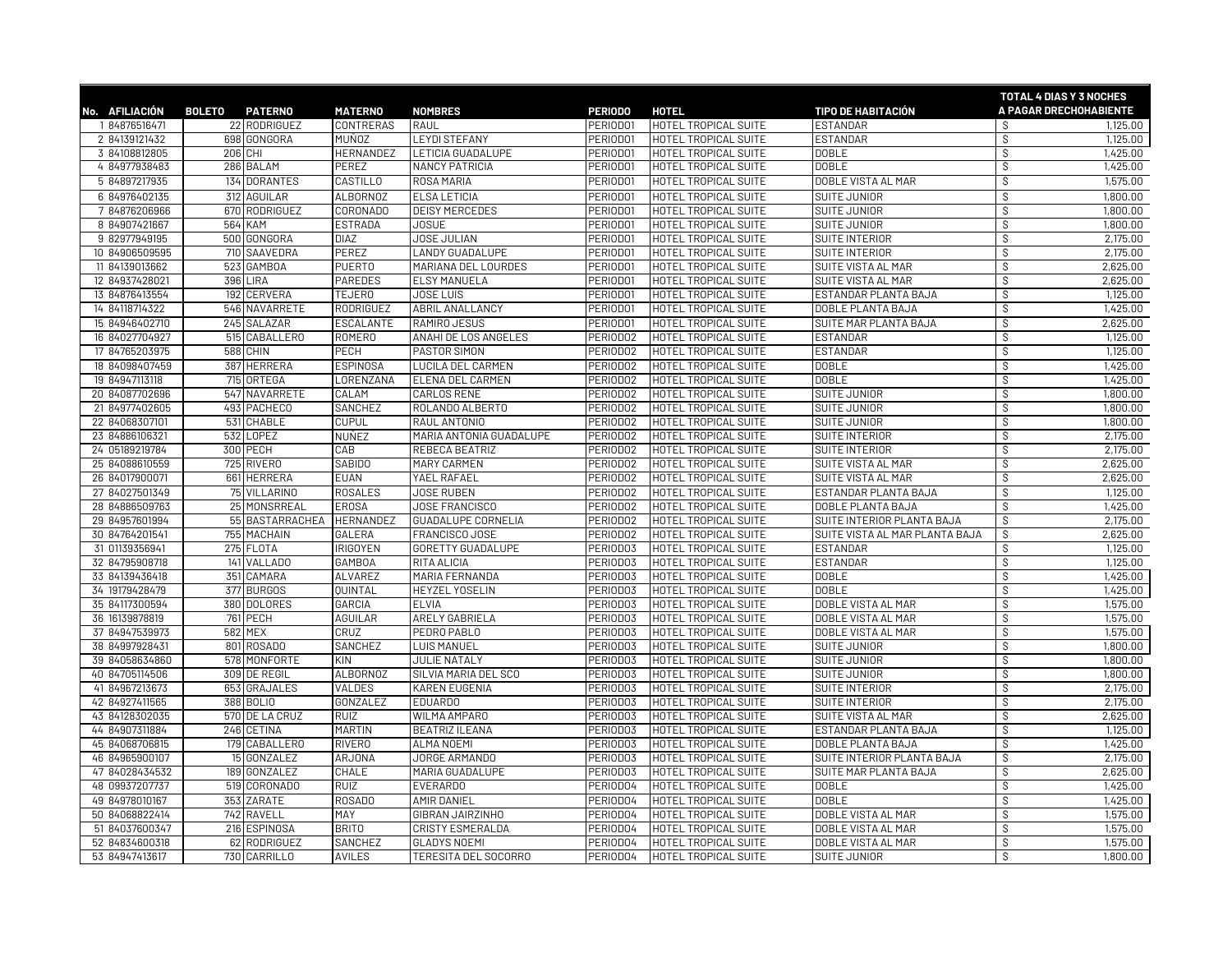| No. | AFILIACIÓN | BOLETO | PATERNO | MATERNO | NOMBRES | PERIODO | HOTEL | TIPO DE HABITACIÓN | TOTAL 4 DIAS Y 3 NOCHES A PAGAR DRECHOHABIENTE |
|---|---|---|---|---|---|---|---|---|---|
| 1 | 84876516471 | 22 | RODRIGUEZ | CONTRERAS | RAUL | PERIODO1 | HOTEL TROPICAL SUITE | ESTANDAR | $ 1,125.00 |
| 2 | 84139121432 | 698 | GONGORA | MUÑOZ | LEYDI STEFANY | PERIODO1 | HOTEL TROPICAL SUITE | ESTANDAR | $ 1,125.00 |
| 3 | 84108812805 | 206 | CHI | HERNANDEZ | LETICIA GUADALUPE | PERIODO1 | HOTEL TROPICAL SUITE | DOBLE | $ 1,425.00 |
| 4 | 84977938483 | 286 | BALAM | PEREZ | NANCY PATRICIA | PERIODO1 | HOTEL TROPICAL SUITE | DOBLE | $ 1,425.00 |
| 5 | 84897217935 | 134 | DORANTES | CASTILLO | ROSA MARIA | PERIODO1 | HOTEL TROPICAL SUITE | DOBLE VISTA AL MAR | $ 1,575.00 |
| 6 | 84976402135 | 312 | AGUILAR | ALBORNOZ | ELSA LETICIA | PERIODO1 | HOTEL TROPICAL SUITE | SUITE JUNIOR | $ 1,800.00 |
| 7 | 84876206966 | 670 | RODRIGUEZ | CORONADO | DEISY MERCEDES | PERIODO1 | HOTEL TROPICAL SUITE | SUITE JUNIOR | $ 1,800.00 |
| 8 | 84907421667 | 564 | KAM | ESTRADA | JOSUE | PERIODO1 | HOTEL TROPICAL SUITE | SUITE JUNIOR | $ 1,800.00 |
| 9 | 82977949195 | 500 | GONGORA | DIAZ | JOSE JULIAN | PERIODO1 | HOTEL TROPICAL SUITE | SUITE INTERIOR | $ 2,175.00 |
| 10 | 84906509595 | 710 | SAAVEDRA | PEREZ | LANDY GUADALUPE | PERIODO1 | HOTEL TROPICAL SUITE | SUITE INTERIOR | $ 2,175.00 |
| 11 | 84139013662 | 523 | GAMBOA | PUERTO | MARIANA DEL LOURDES | PERIODO1 | HOTEL TROPICAL SUITE | SUITE VISTA AL MAR | $ 2,625.00 |
| 12 | 84937428021 | 396 | LIRA | PAREDES | ELSY MANUELA | PERIODO1 | HOTEL TROPICAL SUITE | SUITE VISTA AL MAR | $ 2,625.00 |
| 13 | 84876413554 | 192 | CERVERA | TEJERO | JOSE LUIS | PERIODO1 | HOTEL TROPICAL SUITE | ESTANDAR PLANTA BAJA | $ 1,125.00 |
| 14 | 84118714322 | 546 | NAVARRETE | RODRIGUEZ | ABRIL ANALLANCY | PERIODO1 | HOTEL TROPICAL SUITE | DOBLE PLANTA BAJA | $ 1,425.00 |
| 15 | 84946402710 | 245 | SALAZAR | ESCALANTE | RAMIRO JESUS | PERIODO1 | HOTEL TROPICAL SUITE | SUITE MAR PLANTA BAJA | $ 2,625.00 |
| 16 | 84027704927 | 515 | CABALLERO | ROMERO | ANAHI DE LOS ANGELES | PERIODO2 | HOTEL TROPICAL SUITE | ESTANDAR | $ 1,125.00 |
| 17 | 84765203975 | 588 | CHIN | PECH | PASTOR SIMON | PERIODO2 | HOTEL TROPICAL SUITE | ESTANDAR | $ 1,125.00 |
| 18 | 84098407459 | 387 | HERRERA | ESPINOSA | LUCILA DEL CARMEN | PERIODO2 | HOTEL TROPICAL SUITE | DOBLE | $ 1,425.00 |
| 19 | 84947113118 | 715 | ORTEGA | LORENZANA | ELENA DEL CARMEN | PERIODO2 | HOTEL TROPICAL SUITE | DOBLE | $ 1,425.00 |
| 20 | 84087702696 | 547 | NAVARRETE | CALAM | CARLOS RENE | PERIODO2 | HOTEL TROPICAL SUITE | SUITE JUNIOR | $ 1,800.00 |
| 21 | 84977402605 | 493 | PACHECO | SANCHEZ | ROLANDO ALBERTO | PERIODO2 | HOTEL TROPICAL SUITE | SUITE JUNIOR | $ 1,800.00 |
| 22 | 84068307101 | 531 | CHABLE | CUPUL | RAUL ANTONIO | PERIODO2 | HOTEL TROPICAL SUITE | SUITE JUNIOR | $ 1,800.00 |
| 23 | 84886106321 | 532 | LOPEZ | NUÑEZ | MARIA ANTONIA GUADALUPE | PERIODO2 | HOTEL TROPICAL SUITE | SUITE INTERIOR | $ 2,175.00 |
| 24 | 05189219784 | 300 | PECH | CAB | REBECA BEATRIZ | PERIODO2 | HOTEL TROPICAL SUITE | SUITE INTERIOR | $ 2,175.00 |
| 25 | 84088610559 | 725 | RIVERO | SABIDO | MARY CARMEN | PERIODO2 | HOTEL TROPICAL SUITE | SUITE VISTA AL MAR | $ 2,625.00 |
| 26 | 84017900071 | 661 | HERRERA | EUAN | YAEL RAFAEL | PERIODO2 | HOTEL TROPICAL SUITE | SUITE VISTA AL MAR | $ 2,625.00 |
| 27 | 84027501349 | 75 | VILLARINO | ROSALES | JOSE RUBEN | PERIODO2 | HOTEL TROPICAL SUITE | ESTANDAR PLANTA BAJA | $ 1,125.00 |
| 28 | 84886509763 | 25 | MONSRREAL | EROSA | JOSE FRANCISCO | PERIODO2 | HOTEL TROPICAL SUITE | DOBLE PLANTA BAJA | $ 1,425.00 |
| 29 | 84957601994 | 55 | BASTARRACHEA | HERNANDEZ | GUADALUPE CORNELIA | PERIODO2 | HOTEL TROPICAL SUITE | SUITE INTERIOR PLANTA BAJA | $ 2,175.00 |
| 30 | 84764201541 | 755 | MACHAIN | GALERA | FRANCISCO JOSE | PERIODO2 | HOTEL TROPICAL SUITE | SUITE VISTA AL MAR PLANTA BAJA | $ 2,625.00 |
| 31 | 01139356941 | 275 | FLOTA | IRIGOYEN | GORETTY GUADALUPE | PERIODO3 | HOTEL TROPICAL SUITE | ESTANDAR | $ 1,125.00 |
| 32 | 84795908718 | 141 | VALLADO | GAMBOA | RITA ALICIA | PERIODO3 | HOTEL TROPICAL SUITE | ESTANDAR | $ 1,125.00 |
| 33 | 84139436418 | 351 | CAMARA | ALVAREZ | MARIA FERNANDA | PERIODO3 | HOTEL TROPICAL SUITE | DOBLE | $ 1,425.00 |
| 34 | 19179428479 | 377 | BURGOS | QUINTAL | HEYZEL YOSELIN | PERIODO3 | HOTEL TROPICAL SUITE | DOBLE | $ 1,425.00 |
| 35 | 84117300594 | 380 | DOLORES | GARCIA | ELVIA | PERIODO3 | HOTEL TROPICAL SUITE | DOBLE VISTA AL MAR | $ 1,575.00 |
| 36 | 16139878819 | 761 | PECH | AGUILAR | ARELY GABRIELA | PERIODO3 | HOTEL TROPICAL SUITE | DOBLE VISTA AL MAR | $ 1,575.00 |
| 37 | 84947539973 | 582 | MEX | CRUZ | PEDRO PABLO | PERIODO3 | HOTEL TROPICAL SUITE | DOBLE VISTA AL MAR | $ 1,575.00 |
| 38 | 84997928431 | 801 | ROSADO | SANCHEZ | LUIS MANUEL | PERIODO3 | HOTEL TROPICAL SUITE | SUITE JUNIOR | $ 1,800.00 |
| 39 | 84058634860 | 578 | MONFORTE | KIN | JULIE NATALY | PERIODO3 | HOTEL TROPICAL SUITE | SUITE JUNIOR | $ 1,800.00 |
| 40 | 84705114506 | 309 | DE REGIL | ALBORNOZ | SILVIA MARIA DEL SCO | PERIODO3 | HOTEL TROPICAL SUITE | SUITE JUNIOR | $ 1,800.00 |
| 41 | 84967213673 | 653 | GRAJALES | VALDES | KAREN EUGENIA | PERIODO3 | HOTEL TROPICAL SUITE | SUITE INTERIOR | $ 2,175.00 |
| 42 | 84927411565 | 388 | BOLIO | GONZALEZ | EDUARDO | PERIODO3 | HOTEL TROPICAL SUITE | SUITE INTERIOR | $ 2,175.00 |
| 43 | 84128302035 | 570 | DE LA CRUZ | RUIZ | WILMA AMPARO | PERIODO3 | HOTEL TROPICAL SUITE | SUITE VISTA AL MAR | $ 2,625.00 |
| 44 | 84907311884 | 246 | CETINA | MARTIN | BEATRIZ ILEANA | PERIODO3 | HOTEL TROPICAL SUITE | ESTANDAR PLANTA BAJA | $ 1,125.00 |
| 45 | 84068706815 | 179 | CABALLERO | RIVERO | ALMA NOEMI | PERIODO3 | HOTEL TROPICAL SUITE | DOBLE PLANTA BAJA | $ 1,425.00 |
| 46 | 84965900107 | 15 | GONZALEZ | ARJONA | JORGE ARMANDO | PERIODO3 | HOTEL TROPICAL SUITE | SUITE INTERIOR PLANTA BAJA | $ 2,175.00 |
| 47 | 84028434532 | 189 | GONZALEZ | CHALE | MARIA GUADALUPE | PERIODO3 | HOTEL TROPICAL SUITE | SUITE MAR PLANTA BAJA | $ 2,625.00 |
| 48 | 09937207737 | 519 | CORONADO | RUIZ | EVERARDO | PERIODO4 | HOTEL TROPICAL SUITE | DOBLE | $ 1,425.00 |
| 49 | 84978010167 | 353 | ZARATE | ROSADO | AMIR DANIEL | PERIODO4 | HOTEL TROPICAL SUITE | DOBLE | $ 1,425.00 |
| 50 | 84068822414 | 742 | RAVELL | MAY | GIBRAN JAIRZINHO | PERIODO4 | HOTEL TROPICAL SUITE | DOBLE VISTA AL MAR | $ 1,575.00 |
| 51 | 84037600347 | 216 | ESPINOSA | BRITO | CRISTY ESMERALDA | PERIODO4 | HOTEL TROPICAL SUITE | DOBLE VISTA AL MAR | $ 1,575.00 |
| 52 | 84834600318 | 62 | RODRIGUEZ | SANCHEZ | GLADYS NOEMI | PERIODO4 | HOTEL TROPICAL SUITE | DOBLE VISTA AL MAR | $ 1,575.00 |
| 53 | 84947413617 | 730 | CARRILLO | AVILES | TERESITA DEL SOCORRO | PERIODO4 | HOTEL TROPICAL SUITE | SUITE JUNIOR | $ 1,800.00 |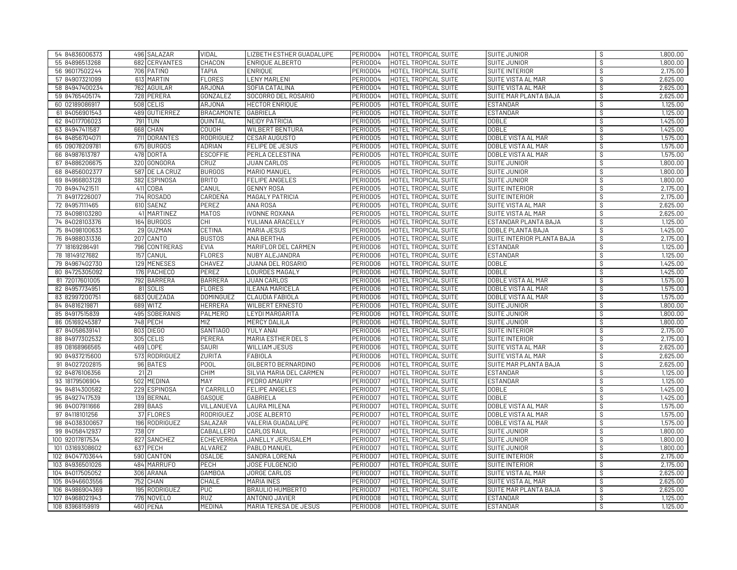| | | | | | | | | | |
|---|---|---|---|---|---|---|---|---|---|
| 54 | 84836006373 | 496 | SALAZAR | VIDAL | LIZBETH ESTHER GUADALUPE | PERIODO4 | HOTEL TROPICAL SUITE | SUITE JUNIOR | $ 1,800.00 |
| 55 | 84896513268 | 682 | CERVANTES | CHACON | ENRIQUE ALBERTO | PERIODO4 | HOTEL TROPICAL SUITE | SUITE JUNIOR | $ 1,800.00 |
| 56 | 96017502244 | 706 | PATIÑO | TAPIA | ENRIQUE | PERIODO4 | HOTEL TROPICAL SUITE | SUITE INTERIOR | $ 2,175.00 |
| 57 | 84907321099 | 613 | MARTIN | FLORES | LENY MARLENI | PERIODO4 | HOTEL TROPICAL SUITE | SUITE VISTA AL MAR | $ 2,625.00 |
| 58 | 84947400234 | 762 | AGUILAR | ARJONA | SOFIA CATALINA | PERIODO4 | HOTEL TROPICAL SUITE | SUITE VISTA AL MAR | $ 2,625.00 |
| 59 | 84765405174 | 728 | PERERA | GONZALEZ | SOCORRO DEL ROSARIO | PERIODO4 | HOTEL TROPICAL SUITE | SUITE MAR PLANTA BAJA | $ 2,625.00 |
| 60 | 02189086917 | 508 | CELIS | ARJONA | HECTOR ENRIQUE | PERIODO5 | HOTEL TROPICAL SUITE | ESTANDAR | $ 1,125.00 |
| 61 | 84056901543 | 489 | GUTIERREZ | BRACAMONTE | GABRIELA | PERIODO5 | HOTEL TROPICAL SUITE | ESTANDAR | $ 1,125.00 |
| 62 | 84017706023 | 791 | TUN | QUINTAL | NEIDY PATRICIA | PERIODO5 | HOTEL TROPICAL SUITE | DOBLE | $ 1,425.00 |
| 63 | 84947411587 | 668 | CHAN | COUOH | WILBERT BENTURA | PERIODO5 | HOTEL TROPICAL SUITE | DOBLE | $ 1,425.00 |
| 64 | 84856704071 | 711 | DORANTES | RODRIGUEZ | CESAR AUGUSTO | PERIODO5 | HOTEL TROPICAL SUITE | DOBLE VISTA AL MAR | $ 1,575.00 |
| 65 | 09078209781 | 675 | BURGOS | ADRIAN | FELIPE DE JESUS | PERIODO5 | HOTEL TROPICAL SUITE | DOBLE VISTA AL MAR | $ 1,575.00 |
| 66 | 84987613787 | 478 | DORTA | ESCOFFIE | PERLA CELESTINA | PERIODO5 | HOTEL TROPICAL SUITE | DOBLE VISTA AL MAR | $ 1,575.00 |
| 67 | 84886206675 | 320 | GONGORA | CRUZ | JUAN CARLOS | PERIODO5 | HOTEL TROPICAL SUITE | SUITE JUNIOR | $ 1,800.00 |
| 68 | 84856002377 | 587 | DE LA CRUZ | BURGOS | MARIO MANUEL | PERIODO5 | HOTEL TROPICAL SUITE | SUITE JUNIOR | $ 1,800.00 |
| 69 | 84966803128 | 382 | ESPINOSA | BRITO | FELIPE ANGELES | PERIODO5 | HOTEL TROPICAL SUITE | SUITE JUNIOR | $ 1,800.00 |
| 70 | 84947421511 | 411 | COBA | CANUL | GENNY ROSA | PERIODO5 | HOTEL TROPICAL SUITE | SUITE INTERIOR | $ 2,175.00 |
| 71 | 84917226007 | 714 | ROSADO | CARDEÑA | MAGALY PATRICIA | PERIODO5 | HOTEL TROPICAL SUITE | SUITE INTERIOR | $ 2,175.00 |
| 72 | 84957111465 | 610 | SAENZ | PEREZ | ANA ROSA | PERIODO5 | HOTEL TROPICAL SUITE | SUITE VISTA AL MAR | $ 2,625.00 |
| 73 | 84098103280 | 41 | MARTINEZ | MATOS | IVONNE ROXANA | PERIODO5 | HOTEL TROPICAL SUITE | SUITE VISTA AL MAR | $ 2,625.00 |
| 74 | 84028103376 | 164 | BURGOS | CHI | YULIANA ARACELLY | PERIODO5 | HOTEL TROPICAL SUITE | ESTANDAR PLANTA BAJA | $ 1,125.00 |
| 75 | 84098100633 | 29 | GUZMAN | CETINA | MARIA JESUS | PERIODO5 | HOTEL TROPICAL SUITE | DOBLE PLANTA BAJA | $ 1,425.00 |
| 76 | 84988031336 | 207 | CANTO | BUSTOS | ANA BERTHA | PERIODO5 | HOTEL TROPICAL SUITE | SUITE INTERIOR PLANTA BAJA | $ 2,175.00 |
| 77 | 18169286491 | 796 | CONTRERAS | EVIA | MARIFLOR DEL CARMEN | PERIODO6 | HOTEL TROPICAL SUITE | ESTANDAR | $ 1,125.00 |
| 78 | 18149127682 | 157 | CANUL | FLORES | NUBY ALEJANDRA | PERIODO6 | HOTEL TROPICAL SUITE | ESTANDAR | $ 1,125.00 |
| 79 | 84967402730 | 129 | MENESES | CHAVEZ | JUANA DEL ROSARIO | PERIODO6 | HOTEL TROPICAL SUITE | DOBLE | $ 1,425.00 |
| 80 | 84725305092 | 176 | PACHECO | PEREZ | LOURDES MAGALY | PERIODO6 | HOTEL TROPICAL SUITE | DOBLE | $ 1,425.00 |
| 81 | 72017601005 | 792 | BARRERA | BARRERA | JUAN CARLOS | PERIODO6 | HOTEL TROPICAL SUITE | DOBLE VISTA AL MAR | $ 1,575.00 |
| 82 | 84957734951 | 81 | SOLIS | FLORES | ILEANA MARICELA | PERIODO6 | HOTEL TROPICAL SUITE | DOBLE VISTA AL MAR | $ 1,575.00 |
| 83 | 82997200751 | 683 | QUEZADA | DOMINGUEZ | CLAUDIA FABIOLA | PERIODO6 | HOTEL TROPICAL SUITE | DOBLE VISTA AL MAR | $ 1,575.00 |
| 84 | 84816219871 | 689 | WITZ | HERRERA | WILBERT ERNESTO | PERIODO6 | HOTEL TROPICAL SUITE | SUITE JUNIOR | $ 1,800.00 |
| 85 | 84917515839 | 495 | SOBERANIS | PALMERO | LEYDI MARGARITA | PERIODO6 | HOTEL TROPICAL SUITE | SUITE JUNIOR | $ 1,800.00 |
| 86 | 05169245387 | 748 | PECH | MIZ | MERCY DALILA | PERIODO6 | HOTEL TROPICAL SUITE | SUITE JUNIOR | $ 1,800.00 |
| 87 | 84058639141 | 803 | DIEGO | SANTIAGO | YULY ANAI | PERIODO6 | HOTEL TROPICAL SUITE | SUITE INTERIOR | $ 2,175.00 |
| 88 | 84977302532 | 305 | CELIS | PERERA | MARIA ESTHER DEL S | PERIODO6 | HOTEL TROPICAL SUITE | SUITE INTERIOR | $ 2,175.00 |
| 89 | 08168966565 | 469 | LOPE | SAURI | WILLIAM JESUS | PERIODO6 | HOTEL TROPICAL SUITE | SUITE VISTA AL MAR | $ 2,625.00 |
| 90 | 84937215600 | 573 | RODRIGUEZ | ZURITA | FABIOLA | PERIODO6 | HOTEL TROPICAL SUITE | SUITE VISTA AL MAR | $ 2,625.00 |
| 91 | 84027202815 | 96 | BATES | POOL | GILBERTO BERNARDINO | PERIODO6 | HOTEL TROPICAL SUITE | SUITE MAR PLANTA BAJA | $ 2,625.00 |
| 92 | 84876106356 | 21 | ZI | CHIM | SILVIA MARIA DEL CARMEN | PERIODO7 | HOTEL TROPICAL SUITE | ESTANDAR | $ 1,125.00 |
| 93 | 18179506904 | 502 | MEDINA | MAY | PEDRO AMAURY | PERIODO7 | HOTEL TROPICAL SUITE | ESTANDAR | $ 1,125.00 |
| 94 | 84814300582 | 229 | ESPINOSA | Y CARRILLO | FELIPE ANGELES | PERIODO7 | HOTEL TROPICAL SUITE | DOBLE | $ 1,425.00 |
| 95 | 84927417539 | 139 | BERNAL | GASQUE | GABRIELA | PERIODO7 | HOTEL TROPICAL SUITE | DOBLE | $ 1,425.00 |
| 96 | 84007911666 | 289 | BAAS | VILLANUEVA | LAURA MILENA | PERIODO7 | HOTEL TROPICAL SUITE | DOBLE VISTA AL MAR | $ 1,575.00 |
| 97 | 84118101256 | 37 | FLORES | RODRIGUEZ | JOSE ALBERTO | PERIODO7 | HOTEL TROPICAL SUITE | DOBLE VISTA AL MAR | $ 1,575.00 |
| 98 | 84038300657 | 196 | RODRIGUEZ | SALAZAR | VALERIA GUADALUPE | PERIODO7 | HOTEL TROPICAL SUITE | DOBLE VISTA AL MAR | $ 1,575.00 |
| 99 | 84058412937 | 738 | OY | CABALLERO | CARLOS RAUL | PERIODO7 | HOTEL TROPICAL SUITE | SUITE JUNIOR | $ 1,800.00 |
| 100 | 92017817534 | 827 | SANCHEZ | ECHEVERRIA | JANELLY JERUSALEM | PERIODO7 | HOTEL TROPICAL SUITE | SUITE JUNIOR | $ 1,800.00 |
| 101 | 03169308602 | 637 | PECH | ALVAREZ | PABLO MANUEL | PERIODO7 | HOTEL TROPICAL SUITE | SUITE JUNIOR | $ 1,800.00 |
| 102 | 84047703644 | 590 | CANTON | OSALDE | SANDRA LORENA | PERIODO7 | HOTEL TROPICAL SUITE | SUITE INTERIOR | $ 2,175.00 |
| 103 | 84936501026 | 484 | MARRUFO | PECH | JOSE FULGENCIO | PERIODO7 | HOTEL TROPICAL SUITE | SUITE INTERIOR | $ 2,175.00 |
| 104 | 84017505052 | 306 | ARANA | GAMBOA | JORGE CARLOS | PERIODO7 | HOTEL TROPICAL SUITE | SUITE VISTA AL MAR | $ 2,625.00 |
| 105 | 84946603556 | 752 | CHAN | CHALE | MARIA INES | PERIODO7 | HOTEL TROPICAL SUITE | SUITE VISTA AL MAR | $ 2,625.00 |
| 106 | 84986904369 | 195 | RODRIGUEZ | PUC | BRAULIO HUMBERTO | PERIODO7 | HOTEL TROPICAL SUITE | SUITE MAR PLANTA BAJA | $ 2,625.00 |
| 107 | 84968021943 | 776 | NOVELO | RUZ | ANTONIO JAVIER | PERIODO8 | HOTEL TROPICAL SUITE | ESTANDAR | $ 1,125.00 |
| 108 | 83968159919 | 460 | PEÑA | MEDINA | MARIA TERESA DE JESUS | PERIODO8 | HOTEL TROPICAL SUITE | ESTANDAR | $ 1,125.00 |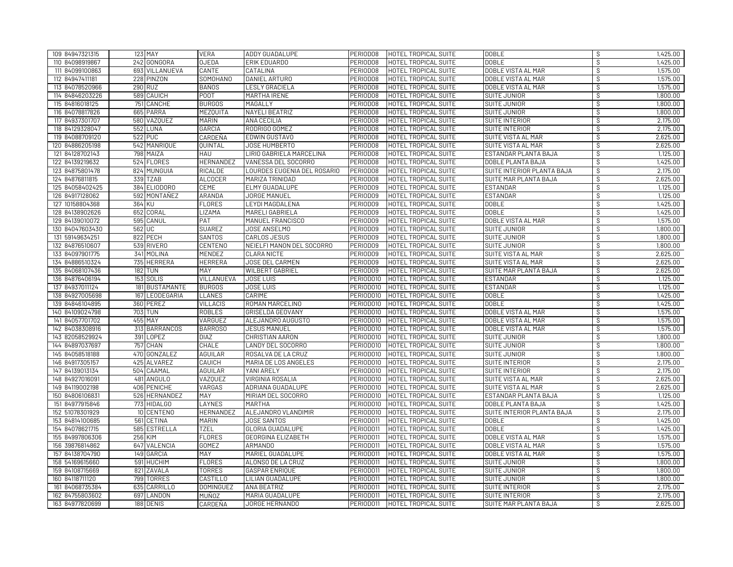| | | | | | | | | | |
|---|---|---|---|---|---|---|---|---|---|
| 109 | 84947321315 | 123 | MAY | VERA | ADDY GUADALUPE | PERIODO8 | HOTEL TROPICAL SUITE | DOBLE | $ 1,425.00 |
| 110 | 84098919867 | 242 | GONGORA | OJEDA | ERIK EDUARDO | PERIODO8 | HOTEL TROPICAL SUITE | DOBLE | $ 1,425.00 |
| 111 | 84099100863 | 693 | VILLANUEVA | CANTE | CATALINA | PERIODO8 | HOTEL TROPICAL SUITE | DOBLE VISTA AL MAR | $ 1,575.00 |
| 112 | 84947411181 | 228 | PINZON | SOMOHANO | DANIEL ARTURO | PERIODO8 | HOTEL TROPICAL SUITE | DOBLE VISTA AL MAR | $ 1,575.00 |
| 113 | 84078520966 | 290 | RUZ | BAÑOS | LESLY GRACIELA | PERIODO8 | HOTEL TROPICAL SUITE | DOBLE VISTA AL MAR | $ 1,575.00 |
| 114 | 84846203226 | 589 | CAUICH | POOT | MARTHA IRENE | PERIODO8 | HOTEL TROPICAL SUITE | SUITE JUNIOR | $ 1,800.00 |
| 115 | 84816018125 | 751 | CANCHE | BURGOS | MAGALLY | PERIODO8 | HOTEL TROPICAL SUITE | SUITE JUNIOR | $ 1,800.00 |
| 116 | 84078817826 | 665 | PARRA | MEZQUITA | NAYELI BEATRIZ | PERIODO8 | HOTEL TROPICAL SUITE | SUITE JUNIOR | $ 1,800.00 |
| 117 | 84937301707 | 580 | VAZQUEZ | MARIN | ANA CECILIA | PERIODO8 | HOTEL TROPICAL SUITE | SUITE INTERIOR | $ 2,175.00 |
| 118 | 84129328047 | 552 | LUNA | GARCIA | RODRIGO GOMEZ | PERIODO8 | HOTEL TROPICAL SUITE | SUITE INTERIOR | $ 2,175.00 |
| 119 | 84088709120 | 522 | PUC | CARDEÑA | EDWIN GUSTAVO | PERIODO8 | HOTEL TROPICAL SUITE | SUITE VISTA AL MAR | $ 2,625.00 |
| 120 | 84886205198 | 542 | MANRIQUE | QUINTAL | JOSE HUMBERTO | PERIODO8 | HOTEL TROPICAL SUITE | SUITE VISTA AL MAR | $ 2,625.00 |
| 121 | 84128702143 | 798 | MAIZA | HAU | LIRIO GABRIELA MARCELINA | PERIODO8 | HOTEL TROPICAL SUITE | ESTANDAR PLANTA BAJA | $ 1,125.00 |
| 122 | 84139219632 | 524 | FLORES | HERNANDEZ | VANESSA DEL SOCORRO | PERIODO8 | HOTEL TROPICAL SUITE | DOBLE PLANTA BAJA | $ 1,425.00 |
| 123 | 84875801478 | 824 | MUNGUIA | RICALDE | LOURDES EUGENIA DEL ROSARIO | PERIODO8 | HOTEL TROPICAL SUITE | SUITE INTERIOR PLANTA BAJA | $ 2,175.00 |
| 124 | 84876811815 | 339 | TZAB | ALCOCER | MARIZA TRINIDAD | PERIODO8 | HOTEL TROPICAL SUITE | SUITE MAR PLANTA BAJA | $ 2,625.00 |
| 125 | 84058402425 | 384 | ELIODORO | CEME | ELMY GUADALUPE | PERIODO9 | HOTEL TROPICAL SUITE | ESTANDAR | $ 1,125.00 |
| 126 | 84917128062 | 592 | MONTAÑEZ | ARANDA | JORGE MANUEL | PERIODO9 | HOTEL TROPICAL SUITE | ESTANDAR | $ 1,125.00 |
| 127 | 10158804368 | 364 | KU | FLORES | LEYDI MAGDALENA | PERIODO9 | HOTEL TROPICAL SUITE | DOBLE | $ 1,425.00 |
| 128 | 84138902626 | 652 | CORAL | LIZAMA | MARELI GABRIELA | PERIODO9 | HOTEL TROPICAL SUITE | DOBLE | $ 1,425.00 |
| 129 | 84139010072 | 595 | CANUL | PAT | MANUEL FRANCISCO | PERIODO9 | HOTEL TROPICAL SUITE | DOBLE VISTA AL MAR | $ 1,575.00 |
| 130 | 84047603430 | 562 | UC | SUAREZ | JOSE ANSELMO | PERIODO9 | HOTEL TROPICAL SUITE | SUITE JUNIOR | $ 1,800.00 |
| 131 | 59149634251 | 822 | PECH | SANTOS | CARLOS JESUS | PERIODO9 | HOTEL TROPICAL SUITE | SUITE JUNIOR | $ 1,800.00 |
| 132 | 84876510607 | 539 | RIVERO | CENTENO | NEIELFI MANON DEL SOCORRO | PERIODO9 | HOTEL TROPICAL SUITE | SUITE JUNIOR | $ 1,800.00 |
| 133 | 84097901775 | 341 | MOLINA | MENDEZ | CLARA NICTE | PERIODO9 | HOTEL TROPICAL SUITE | SUITE VISTA AL MAR | $ 2,625.00 |
| 134 | 84886510324 | 735 | HERRERA | HERRERA | JOSE DEL CARMEN | PERIODO9 | HOTEL TROPICAL SUITE | SUITE VISTA AL MAR | $ 2,625.00 |
| 135 | 84068107436 | 182 | TUN | MAY | WILBERT GABRIEL | PERIODO9 | HOTEL TROPICAL SUITE | SUITE MAR PLANTA BAJA | $ 2,625.00 |
| 136 | 84876406194 | 153 | SOLIS | VILLANUEVA | JOSE LUIS | PERIODO10 | HOTEL TROPICAL SUITE | ESTANDAR | $ 1,125.00 |
| 137 | 84937011124 | 181 | BUSTAMANTE | BURGOS | JOSE LUIS | PERIODO10 | HOTEL TROPICAL SUITE | ESTANDAR | $ 1,125.00 |
| 138 | 84927005698 | 167 | LEODEGARIA | LLANES | CARIME | PERIODO10 | HOTEL TROPICAL SUITE | DOBLE | $ 1,425.00 |
| 139 | 84846104895 | 360 | PEREZ | VILLACIS | ROMAN MARCELINO | PERIODO10 | HOTEL TROPICAL SUITE | DOBLE | $ 1,425.00 |
| 140 | 84109024798 | 703 | TUN | ROBLES | GRISELDA GEOVANY | PERIODO10 | HOTEL TROPICAL SUITE | DOBLE VISTA AL MAR | $ 1,575.00 |
| 141 | 84057701702 | 455 | MAY | VARGUEZ | ALEJANDRO AUGUSTO | PERIODO10 | HOTEL TROPICAL SUITE | DOBLE VISTA AL MAR | $ 1,575.00 |
| 142 | 84038308916 | 313 | BARRANCOS | BARROSO | JESUS MANUEL | PERIODO10 | HOTEL TROPICAL SUITE | DOBLE VISTA AL MAR | $ 1,575.00 |
| 143 | 82058529924 | 391 | LOPEZ | DIAZ | CHRISTIAN AARON | PERIODO10 | HOTEL TROPICAL SUITE | SUITE JUNIOR | $ 1,800.00 |
| 144 | 84897037697 | 757 | CHAN | CHALE | LANDY DEL SOCORRO | PERIODO10 | HOTEL TROPICAL SUITE | SUITE JUNIOR | $ 1,800.00 |
| 145 | 84058518188 | 470 | GONZALEZ | AGUILAR | ROSALVA DE LA CRUZ | PERIODO10 | HOTEL TROPICAL SUITE | SUITE JUNIOR | $ 1,800.00 |
| 146 | 84917305157 | 425 | ALVAREZ | CAUICH | MARIA DE LOS ANGELES | PERIODO10 | HOTEL TROPICAL SUITE | SUITE INTERIOR | $ 2,175.00 |
| 147 | 84139013134 | 504 | CAAMAL | AGUILAR | YANI ARELY | PERIODO10 | HOTEL TROPICAL SUITE | SUITE INTERIOR | $ 2,175.00 |
| 148 | 84927016091 | 481 | ANGULO | VAZQUEZ | VIRGINIA ROSALIA | PERIODO10 | HOTEL TROPICAL SUITE | SUITE VISTA AL MAR | $ 2,625.00 |
| 149 | 84119002198 | 406 | PENICHE | VARGAS | ADRIANA GUADALUPE | PERIODO10 | HOTEL TROPICAL SUITE | SUITE VISTA AL MAR | $ 2,625.00 |
| 150 | 84806106831 | 526 | HERNANDEZ | MAY | MIRIAM DEL SOCORRO | PERIODO10 | HOTEL TROPICAL SUITE | ESTANDAR PLANTA BAJA | $ 1,125.00 |
| 151 | 84977915846 | 773 | HIDALGO | LAYNES | MARTHA | PERIODO10 | HOTEL TROPICAL SUITE | DOBLE PLANTA BAJA | $ 1,425.00 |
| 152 | 51078301929 | 10 | CENTENO | HERNANDEZ | ALEJANDRO VLANDIMIR | PERIODO10 | HOTEL TROPICAL SUITE | SUITE INTERIOR PLANTA BAJA | $ 2,175.00 |
| 153 | 84814100685 | 561 | CETINA | MARIN | JOSE SANTOS | PERIODO11 | HOTEL TROPICAL SUITE | DOBLE | $ 1,425.00 |
| 154 | 84078621715 | 585 | ESTRELLA | TZEL | GLORIA GUADALUPE | PERIODO11 | HOTEL TROPICAL SUITE | DOBLE | $ 1,425.00 |
| 155 | 84997806306 | 256 | KIM | FLORES | GEORGINA ELIZABETH | PERIODO11 | HOTEL TROPICAL SUITE | DOBLE VISTA AL MAR | $ 1,575.00 |
| 156 | 39876814862 | 647 | VALENCIA | GOMEZ | ARMANDO | PERIODO11 | HOTEL TROPICAL SUITE | DOBLE VISTA AL MAR | $ 1,575.00 |
| 157 | 84138704790 | 149 | GARCIA | MAY | MARIEL GUADALUPE | PERIODO11 | HOTEL TROPICAL SUITE | DOBLE VISTA AL MAR | $ 1,575.00 |
| 158 | 54169615660 | 591 | HUCHIM | FLORES | ALONSO DE LA CRUZ | PERIODO11 | HOTEL TROPICAL SUITE | SUITE JUNIOR | $ 1,800.00 |
| 159 | 84108715669 | 821 | ZAVALA | TORRES | GASPAR ENRIQUE | PERIODO11 | HOTEL TROPICAL SUITE | SUITE JUNIOR | $ 1,800.00 |
| 160 | 84118711120 | 799 | TORRES | CASTILLO | LILIAN GUADALUPE | PERIODO11 | HOTEL TROPICAL SUITE | SUITE JUNIOR | $ 1,800.00 |
| 161 | 84068735384 | 635 | CARRILLO | DOMINGUEZ | ANA BEATRIZ | PERIODO11 | HOTEL TROPICAL SUITE | SUITE INTERIOR | $ 2,175.00 |
| 162 | 84755803602 | 697 | LANDON | MUÑOZ | MARIA GUADALUPE | PERIODO11 | HOTEL TROPICAL SUITE | SUITE INTERIOR | $ 2,175.00 |
| 163 | 84977820699 | 188 | DENIS | CARDEÑA | JORGE HERNANDO | PERIODO11 | HOTEL TROPICAL SUITE | SUITE MAR PLANTA BAJA | $ 2,625.00 |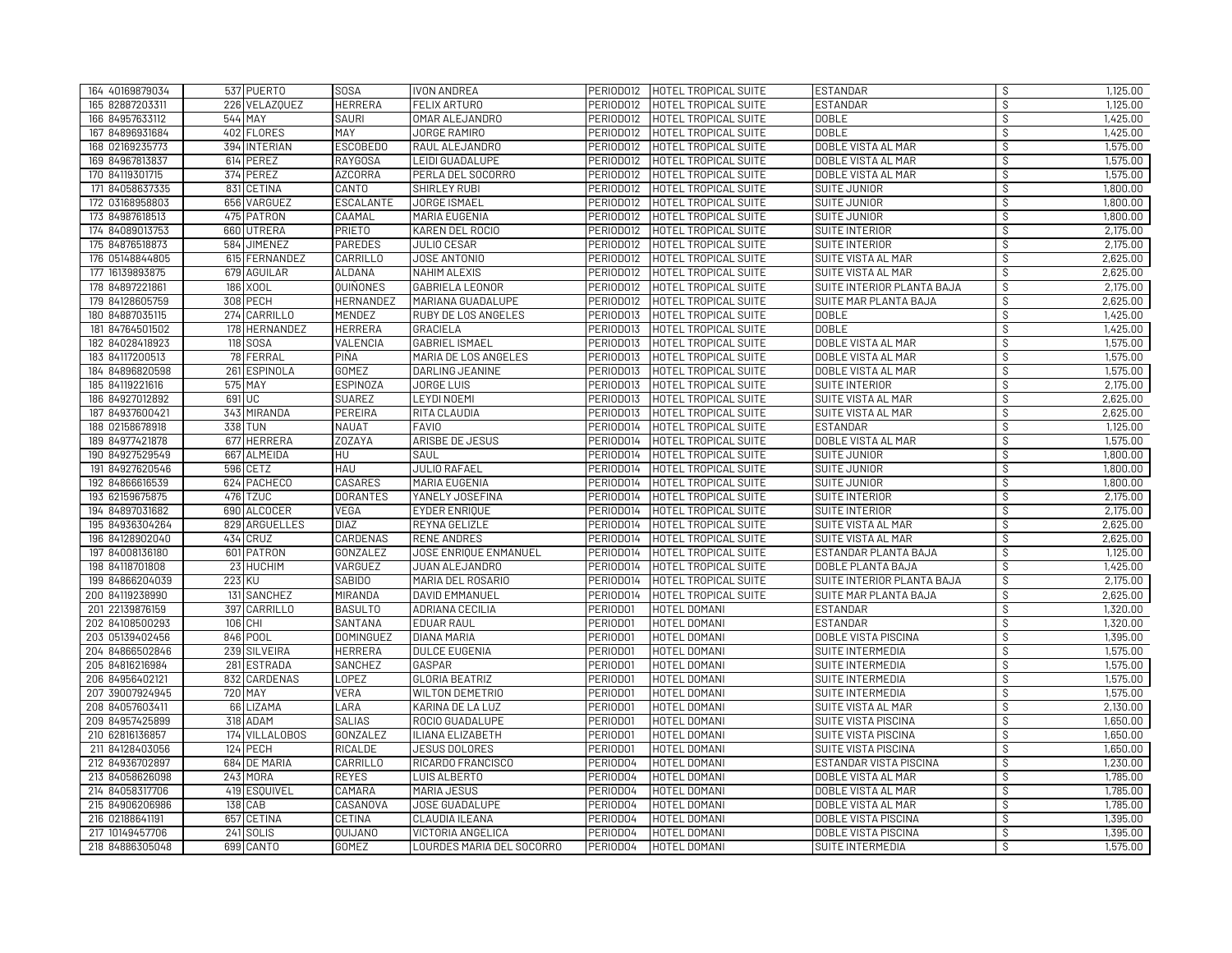| | | | | | | | | | |
|---|---|---|---|---|---|---|---|---|---|
| 164 | 40169879034 | 537 | PUERTO | SOSA | IVON ANDREA | PERIODO12 | HOTEL TROPICAL SUITE | ESTANDAR | $ 1,125.00 |
| 165 | 82887203311 | 226 | VELAZQUEZ | HERRERA | FELIX ARTURO | PERIODO12 | HOTEL TROPICAL SUITE | ESTANDAR | $ 1,125.00 |
| 166 | 84957633112 | 544 | MAY | SAURI | OMAR ALEJANDRO | PERIODO12 | HOTEL TROPICAL SUITE | DOBLE | $ 1,425.00 |
| 167 | 84896931684 | 402 | FLORES | MAY | JORGE RAMIRO | PERIODO12 | HOTEL TROPICAL SUITE | DOBLE | $ 1,425.00 |
| 168 | 02169235773 | 394 | INTERIAN | ESCOBEDO | RAUL ALEJANDRO | PERIODO12 | HOTEL TROPICAL SUITE | DOBLE VISTA AL MAR | $ 1,575.00 |
| 169 | 84967813837 | 614 | PEREZ | RAYGOSA | LEIDI GUADALUPE | PERIODO12 | HOTEL TROPICAL SUITE | DOBLE VISTA AL MAR | $ 1,575.00 |
| 170 | 84119301715 | 374 | PEREZ | AZCORRA | PERLA DEL SOCORRO | PERIODO12 | HOTEL TROPICAL SUITE | DOBLE VISTA AL MAR | $ 1,575.00 |
| 171 | 84058637335 | 831 | CETINA | CANTO | SHIRLEY RUBI | PERIODO12 | HOTEL TROPICAL SUITE | SUITE JUNIOR | $ 1,800.00 |
| 172 | 03168958803 | 656 | VARGUEZ | ESCALANTE | JORGE ISMAEL | PERIODO12 | HOTEL TROPICAL SUITE | SUITE JUNIOR | $ 1,800.00 |
| 173 | 84987618513 | 475 | PATRON | CAAMAL | MARIA EUGENIA | PERIODO12 | HOTEL TROPICAL SUITE | SUITE JUNIOR | $ 1,800.00 |
| 174 | 84089013753 | 660 | UTRERA | PRIETO | KAREN DEL ROCIO | PERIODO12 | HOTEL TROPICAL SUITE | SUITE INTERIOR | $ 2,175.00 |
| 175 | 84876518873 | 584 | JIMENEZ | PAREDES | JULIO CESAR | PERIODO12 | HOTEL TROPICAL SUITE | SUITE INTERIOR | $ 2,175.00 |
| 176 | 05148844805 | 615 | FERNANDEZ | CARRILLO | JOSE ANTONIO | PERIODO12 | HOTEL TROPICAL SUITE | SUITE VISTA AL MAR | $ 2,625.00 |
| 177 | 16139893875 | 679 | AGUILAR | ALDANA | NAHIM ALEXIS | PERIODO12 | HOTEL TROPICAL SUITE | SUITE VISTA AL MAR | $ 2,625.00 |
| 178 | 84897221861 | 186 | XOOL | QUIÑONES | GABRIELA LEONOR | PERIODO12 | HOTEL TROPICAL SUITE | SUITE INTERIOR PLANTA BAJA | $ 2,175.00 |
| 179 | 84128605759 | 308 | PECH | HERNANDEZ | MARIANA GUADALUPE | PERIODO12 | HOTEL TROPICAL SUITE | SUITE MAR PLANTA BAJA | $ 2,625.00 |
| 180 | 84887035115 | 274 | CARRILLO | MENDEZ | RUBY DE LOS ANGELES | PERIODO13 | HOTEL TROPICAL SUITE | DOBLE | $ 1,425.00 |
| 181 | 84764501502 | 178 | HERNANDEZ | HERRERA | GRACIELA | PERIODO13 | HOTEL TROPICAL SUITE | DOBLE | $ 1,425.00 |
| 182 | 84028418923 | 118 | SOSA | VALENCIA | GABRIEL ISMAEL | PERIODO13 | HOTEL TROPICAL SUITE | DOBLE VISTA AL MAR | $ 1,575.00 |
| 183 | 84117200513 | 78 | FERRAL | PIÑA | MARIA DE LOS ANGELES | PERIODO13 | HOTEL TROPICAL SUITE | DOBLE VISTA AL MAR | $ 1,575.00 |
| 184 | 84896820598 | 261 | ESPINOLA | GOMEZ | DARLING JEANINE | PERIODO13 | HOTEL TROPICAL SUITE | DOBLE VISTA AL MAR | $ 1,575.00 |
| 185 | 84119221616 | 575 | MAY | ESPINOZA | JORGE LUIS | PERIODO13 | HOTEL TROPICAL SUITE | SUITE INTERIOR | $ 2,175.00 |
| 186 | 84927012892 | 691 | UC | SUAREZ | LEYDI NOEMI | PERIODO13 | HOTEL TROPICAL SUITE | SUITE VISTA AL MAR | $ 2,625.00 |
| 187 | 84937600421 | 343 | MIRANDA | PEREIRA | RITA CLAUDIA | PERIODO13 | HOTEL TROPICAL SUITE | SUITE VISTA AL MAR | $ 2,625.00 |
| 188 | 02158678918 | 338 | TUN | NAUAT | FAVIO | PERIODO14 | HOTEL TROPICAL SUITE | ESTANDAR | $ 1,125.00 |
| 189 | 84977421878 | 677 | HERRERA | ZOZAYA | ARISBE DE JESUS | PERIODO14 | HOTEL TROPICAL SUITE | DOBLE VISTA AL MAR | $ 1,575.00 |
| 190 | 84927529549 | 667 | ALMEIDA | HU | SAUL | PERIODO14 | HOTEL TROPICAL SUITE | SUITE JUNIOR | $ 1,800.00 |
| 191 | 84927620546 | 596 | CETZ | HAU | JULIO RAFAEL | PERIODO14 | HOTEL TROPICAL SUITE | SUITE JUNIOR | $ 1,800.00 |
| 192 | 84866616539 | 624 | PACHECO | CASARES | MARIA EUGENIA | PERIODO14 | HOTEL TROPICAL SUITE | SUITE JUNIOR | $ 1,800.00 |
| 193 | 62159675875 | 476 | TZUC | DORANTES | YANELY JOSEFINA | PERIODO14 | HOTEL TROPICAL SUITE | SUITE INTERIOR | $ 2,175.00 |
| 194 | 84897031682 | 690 | ALCOCER | VEGA | EYDER ENRIQUE | PERIODO14 | HOTEL TROPICAL SUITE | SUITE INTERIOR | $ 2,175.00 |
| 195 | 84936304264 | 829 | ARGUELLES | DIAZ | REYNA GELIZLE | PERIODO14 | HOTEL TROPICAL SUITE | SUITE VISTA AL MAR | $ 2,625.00 |
| 196 | 84128902040 | 434 | CRUZ | CARDENAS | RENE ANDRES | PERIODO14 | HOTEL TROPICAL SUITE | SUITE VISTA AL MAR | $ 2,625.00 |
| 197 | 84008136180 | 601 | PATRON | GONZALEZ | JOSE ENRIQUE ENMANUEL | PERIODO14 | HOTEL TROPICAL SUITE | ESTANDAR PLANTA BAJA | $ 1,125.00 |
| 198 | 84118701808 | 23 | HUCHIM | VARGUEZ | JUAN ALEJANDRO | PERIODO14 | HOTEL TROPICAL SUITE | DOBLE PLANTA BAJA | $ 1,425.00 |
| 199 | 84866204039 | 223 | KU | SABIDO | MARIA DEL ROSARIO | PERIODO14 | HOTEL TROPICAL SUITE | SUITE INTERIOR PLANTA BAJA | $ 2,175.00 |
| 200 | 84119238990 | 131 | SANCHEZ | MIRANDA | DAVID EMMANUEL | PERIODO14 | HOTEL TROPICAL SUITE | SUITE MAR PLANTA BAJA | $ 2,625.00 |
| 201 | 22139876159 | 397 | CARRILLO | BASULTO | ADRIANA CECILIA | PERIODO1 | HOTEL DOMANI | ESTANDAR | $ 1,320.00 |
| 202 | 84108500293 | 106 | CHI | SANTANA | EDUAR RAUL | PERIODO1 | HOTEL DOMANI | ESTANDAR | $ 1,320.00 |
| 203 | 05139402456 | 846 | POOL | DOMINGUEZ | DIANA MARIA | PERIODO1 | HOTEL DOMANI | DOBLE VISTA PISCINA | $ 1,395.00 |
| 204 | 84866502846 | 239 | SILVEIRA | HERRERA | DULCE EUGENIA | PERIODO1 | HOTEL DOMANI | SUITE INTERMEDIA | $ 1,575.00 |
| 205 | 84816216984 | 281 | ESTRADA | SANCHEZ | GASPAR | PERIODO1 | HOTEL DOMANI | SUITE INTERMEDIA | $ 1,575.00 |
| 206 | 84956402121 | 832 | CARDENAS | LOPEZ | GLORIA BEATRIZ | PERIODO1 | HOTEL DOMANI | SUITE INTERMEDIA | $ 1,575.00 |
| 207 | 39007924945 | 720 | MAY | VERA | WILTON DEMETRIO | PERIODO1 | HOTEL DOMANI | SUITE INTERMEDIA | $ 1,575.00 |
| 208 | 84057603411 | 66 | LIZAMA | LARA | KARINA DE LA LUZ | PERIODO1 | HOTEL DOMANI | SUITE VISTA AL MAR | $ 2,130.00 |
| 209 | 84957425899 | 318 | ADAM | SALIAS | ROCIO GUADALUPE | PERIODO1 | HOTEL DOMANI | SUITE VISTA PISCINA | $ 1,650.00 |
| 210 | 62816136857 | 174 | VILLALOBOS | GONZALEZ | ILIANA ELIZABETH | PERIODO1 | HOTEL DOMANI | SUITE VISTA PISCINA | $ 1,650.00 |
| 211 | 84128403056 | 124 | PECH | RICALDE | JESUS DOLORES | PERIODO1 | HOTEL DOMANI | SUITE VISTA PISCINA | $ 1,650.00 |
| 212 | 84936702897 | 684 | DE MARIA | CARRILLO | RICARDO FRANCISCO | PERIODO4 | HOTEL DOMANI | ESTANDAR VISTA PISCINA | $ 1,230.00 |
| 213 | 84058626098 | 243 | MORA | REYES | LUIS ALBERTO | PERIODO4 | HOTEL DOMANI | DOBLE VISTA AL MAR | $ 1,785.00 |
| 214 | 84058317706 | 419 | ESQUIVEL | CAMARA | MARIA JESUS | PERIODO4 | HOTEL DOMANI | DOBLE VISTA AL MAR | $ 1,785.00 |
| 215 | 84906206986 | 138 | CAB | CASANOVA | JOSE GUADALUPE | PERIODO4 | HOTEL DOMANI | DOBLE VISTA AL MAR | $ 1,785.00 |
| 216 | 02188641191 | 657 | CETINA | CETINA | CLAUDIA ILEANA | PERIODO4 | HOTEL DOMANI | DOBLE VISTA PISCINA | $ 1,395.00 |
| 217 | 10149457706 | 241 | SOLIS | QUIJANO | VICTORIA ANGELICA | PERIODO4 | HOTEL DOMANI | DOBLE VISTA PISCINA | $ 1,395.00 |
| 218 | 84886305048 | 699 | CANTO | GOMEZ | LOURDES MARIA DEL SOCORRO | PERIODO4 | HOTEL DOMANI | SUITE INTERMEDIA | $ 1,575.00 |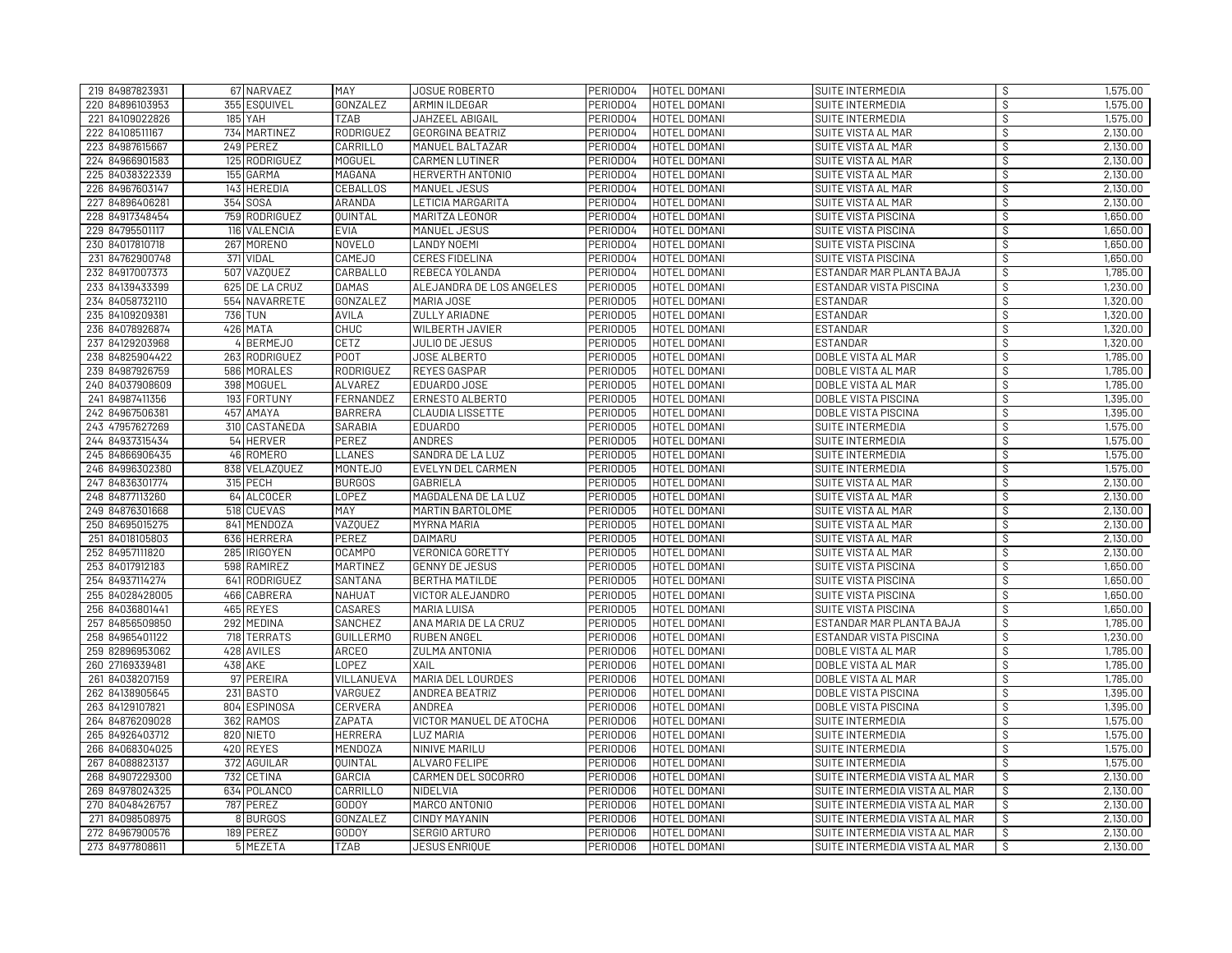| | | | | | | | | | |
|---|---|---|---|---|---|---|---|---|---|
| 219 | 84987823931 | 67 | NARVAEZ | MAY | JOSUE ROBERTO | PERIODO4 | HOTEL DOMANI | SUITE INTERMEDIA | $ 1,575.00 |
| 220 | 84896103953 | 355 | ESQUIVEL | GONZALEZ | ARMIN ILDEGAR | PERIODO4 | HOTEL DOMANI | SUITE INTERMEDIA | $ 1,575.00 |
| 221 | 84109022826 | 185 | YAH | TZAB | JAHZEEL ABIGAIL | PERIODO4 | HOTEL DOMANI | SUITE INTERMEDIA | $ 1,575.00 |
| 222 | 84108511167 | 734 | MARTINEZ | RODRIGUEZ | GEORGINA BEATRIZ | PERIODO4 | HOTEL DOMANI | SUITE VISTA AL MAR | $ 2,130.00 |
| 223 | 84987615667 | 249 | PEREZ | CARRILLO | MANUEL BALTAZAR | PERIODO4 | HOTEL DOMANI | SUITE VISTA AL MAR | $ 2,130.00 |
| 224 | 84966901583 | 125 | RODRIGUEZ | MOGUEL | CARMEN LUTINER | PERIODO4 | HOTEL DOMANI | SUITE VISTA AL MAR | $ 2,130.00 |
| 225 | 84038322339 | 155 | GARMA | MAGAÑA | HERVERTH ANTONIO | PERIODO4 | HOTEL DOMANI | SUITE VISTA AL MAR | $ 2,130.00 |
| 226 | 84967603147 | 143 | HEREDIA | CEBALLOS | MANUEL JESUS | PERIODO4 | HOTEL DOMANI | SUITE VISTA AL MAR | $ 2,130.00 |
| 227 | 84896406281 | 354 | SOSA | ARANDA | LETICIA MARGARITA | PERIODO4 | HOTEL DOMANI | SUITE VISTA AL MAR | $ 2,130.00 |
| 228 | 84917348454 | 759 | RODRIGUEZ | QUINTAL | MARITZA LEONOR | PERIODO4 | HOTEL DOMANI | SUITE VISTA PISCINA | $ 1,650.00 |
| 229 | 84795501117 | 116 | VALENCIA | EVIA | MANUEL JESUS | PERIODO4 | HOTEL DOMANI | SUITE VISTA PISCINA | $ 1,650.00 |
| 230 | 84017810718 | 267 | MORENO | NOVELO | LANDY NOEMI | PERIODO4 | HOTEL DOMANI | SUITE VISTA PISCINA | $ 1,650.00 |
| 231 | 84762900748 | 371 | VIDAL | CAMEJO | CERES FIDELINA | PERIODO4 | HOTEL DOMANI | SUITE VISTA PISCINA | $ 1,650.00 |
| 232 | 84917007373 | 507 | VAZQUEZ | CARBALLO | REBECA YOLANDA | PERIODO4 | HOTEL DOMANI | ESTANDAR MAR PLANTA BAJA | $ 1,785.00 |
| 233 | 84139433399 | 625 | DE LA CRUZ | DAMAS | ALEJANDRA DE LOS ANGELES | PERIODO5 | HOTEL DOMANI | ESTANDAR VISTA PISCINA | $ 1,230.00 |
| 234 | 84058732110 | 554 | NAVARRETE | GONZALEZ | MARIA JOSE | PERIODO5 | HOTEL DOMANI | ESTANDAR | $ 1,320.00 |
| 235 | 84109209381 | 736 | TUN | AVILA | ZULLY ARIADNE | PERIODO5 | HOTEL DOMANI | ESTANDAR | $ 1,320.00 |
| 236 | 84078926874 | 426 | MATA | CHUC | WILBERTH JAVIER | PERIODO5 | HOTEL DOMANI | ESTANDAR | $ 1,320.00 |
| 237 | 84129203968 | 4 | BERMEJO | CETZ | JULIO DE JESUS | PERIODO5 | HOTEL DOMANI | ESTANDAR | $ 1,320.00 |
| 238 | 84825904422 | 263 | RODRIGUEZ | POOT | JOSE ALBERTO | PERIODO5 | HOTEL DOMANI | DOBLE VISTA AL MAR | $ 1,785.00 |
| 239 | 84987926759 | 586 | MORALES | RODRIGUEZ | REYES GASPAR | PERIODO5 | HOTEL DOMANI | DOBLE VISTA AL MAR | $ 1,785.00 |
| 240 | 84037908609 | 398 | MOGUEL | ALVAREZ | EDUARDO JOSE | PERIODO5 | HOTEL DOMANI | DOBLE VISTA AL MAR | $ 1,785.00 |
| 241 | 84987411356 | 193 | FORTUNY | FERNANDEZ | ERNESTO ALBERTO | PERIODO5 | HOTEL DOMANI | DOBLE VISTA PISCINA | $ 1,395.00 |
| 242 | 84967506381 | 457 | AMAYA | BARRERA | CLAUDIA LISSETTE | PERIODO5 | HOTEL DOMANI | DOBLE VISTA PISCINA | $ 1,395.00 |
| 243 | 47957627269 | 310 | CASTAÑEDA | SARABIA | EDUARDO | PERIODO5 | HOTEL DOMANI | SUITE INTERMEDIA | $ 1,575.00 |
| 244 | 84937315434 | 54 | HERVER | PEREZ | ANDRES | PERIODO5 | HOTEL DOMANI | SUITE INTERMEDIA | $ 1,575.00 |
| 245 | 84866906435 | 46 | ROMERO | LLANES | SANDRA DE LA LUZ | PERIODO5 | HOTEL DOMANI | SUITE INTERMEDIA | $ 1,575.00 |
| 246 | 84996302380 | 838 | VELAZQUEZ | MONTEJO | EVELYN DEL CARMEN | PERIODO5 | HOTEL DOMANI | SUITE INTERMEDIA | $ 1,575.00 |
| 247 | 84836301774 | 315 | PECH | BURGOS | GABRIELA | PERIODO5 | HOTEL DOMANI | SUITE VISTA AL MAR | $ 2,130.00 |
| 248 | 84877113260 | 64 | ALCOCER | LOPEZ | MAGDALENA DE LA LUZ | PERIODO5 | HOTEL DOMANI | SUITE VISTA AL MAR | $ 2,130.00 |
| 249 | 84876301668 | 518 | CUEVAS | MAY | MARTIN BARTOLOME | PERIODO5 | HOTEL DOMANI | SUITE VISTA AL MAR | $ 2,130.00 |
| 250 | 84695015275 | 841 | MENDOZA | VAZQUEZ | MYRNA MARIA | PERIODO5 | HOTEL DOMANI | SUITE VISTA AL MAR | $ 2,130.00 |
| 251 | 84018105803 | 636 | HERRERA | PEREZ | DAIMARU | PERIODO5 | HOTEL DOMANI | SUITE VISTA AL MAR | $ 2,130.00 |
| 252 | 84957111820 | 285 | IRIGOYEN | OCAMPO | VERONICA GORETTY | PERIODO5 | HOTEL DOMANI | SUITE VISTA AL MAR | $ 2,130.00 |
| 253 | 84017912183 | 598 | RAMIREZ | MARTINEZ | GENNY DE JESUS | PERIODO5 | HOTEL DOMANI | SUITE VISTA PISCINA | $ 1,650.00 |
| 254 | 84937114274 | 641 | RODRIGUEZ | SANTANA | BERTHA MATILDE | PERIODO5 | HOTEL DOMANI | SUITE VISTA PISCINA | $ 1,650.00 |
| 255 | 84028428005 | 466 | CABRERA | NAHUAT | VICTOR ALEJANDRO | PERIODO5 | HOTEL DOMANI | SUITE VISTA PISCINA | $ 1,650.00 |
| 256 | 84036801441 | 465 | REYES | CASARES | MARIA LUISA | PERIODO5 | HOTEL DOMANI | SUITE VISTA PISCINA | $ 1,650.00 |
| 257 | 84856509850 | 292 | MEDINA | SANCHEZ | ANA MARIA DE LA CRUZ | PERIODO5 | HOTEL DOMANI | ESTANDAR MAR PLANTA BAJA | $ 1,785.00 |
| 258 | 84965401122 | 718 | TERRATS | GUILLERMO | RUBEN ANGEL | PERIODO6 | HOTEL DOMANI | ESTANDAR VISTA PISCINA | $ 1,230.00 |
| 259 | 82896953062 | 428 | AVILES | ARCEO | ZULMA ANTONIA | PERIODO6 | HOTEL DOMANI | DOBLE VISTA AL MAR | $ 1,785.00 |
| 260 | 27169339481 | 438 | AKE | LOPEZ | XAIL | PERIODO6 | HOTEL DOMANI | DOBLE VISTA AL MAR | $ 1,785.00 |
| 261 | 84038207159 | 97 | PEREIRA | VILLANUEVA | MARIA DEL LOURDES | PERIODO6 | HOTEL DOMANI | DOBLE VISTA AL MAR | $ 1,785.00 |
| 262 | 84138905645 | 231 | BASTO | VARGUEZ | ANDREA BEATRIZ | PERIODO6 | HOTEL DOMANI | DOBLE VISTA PISCINA | $ 1,395.00 |
| 263 | 84129107821 | 804 | ESPINOSA | CERVERA | ANDREA | PERIODO6 | HOTEL DOMANI | DOBLE VISTA PISCINA | $ 1,395.00 |
| 264 | 84876209028 | 362 | RAMOS | ZAPATA | VICTOR MANUEL DE ATOCHA | PERIODO6 | HOTEL DOMANI | SUITE INTERMEDIA | $ 1,575.00 |
| 265 | 84926403712 | 820 | NIETO | HERRERA | LUZ MARIA | PERIODO6 | HOTEL DOMANI | SUITE INTERMEDIA | $ 1,575.00 |
| 266 | 84068304025 | 420 | REYES | MENDOZA | NINIVE MARILU | PERIODO6 | HOTEL DOMANI | SUITE INTERMEDIA | $ 1,575.00 |
| 267 | 84088823137 | 372 | AGUILAR | QUINTAL | ALVARO FELIPE | PERIODO6 | HOTEL DOMANI | SUITE INTERMEDIA | $ 1,575.00 |
| 268 | 84907229300 | 732 | CETINA | GARCIA | CARMEN DEL SOCORRO | PERIODO6 | HOTEL DOMANI | SUITE INTERMEDIA VISTA AL MAR | $ 2,130.00 |
| 269 | 84978024325 | 634 | POLANCO | CARRILLO | NIDELVIA | PERIODO6 | HOTEL DOMANI | SUITE INTERMEDIA VISTA AL MAR | $ 2,130.00 |
| 270 | 84048426757 | 787 | PEREZ | GODOY | MARCO ANTONIO | PERIODO6 | HOTEL DOMANI | SUITE INTERMEDIA VISTA AL MAR | $ 2,130.00 |
| 271 | 84098508975 | 8 | BURGOS | GONZALEZ | CINDY MAYANIN | PERIODO6 | HOTEL DOMANI | SUITE INTERMEDIA VISTA AL MAR | $ 2,130.00 |
| 272 | 84967900576 | 189 | PEREZ | GODOY | SERGIO ARTURO | PERIODO6 | HOTEL DOMANI | SUITE INTERMEDIA VISTA AL MAR | $ 2,130.00 |
| 273 | 84977808611 | 5 | MEZETA | TZAB | JESUS ENRIQUE | PERIODO6 | HOTEL DOMANI | SUITE INTERMEDIA VISTA AL MAR | $ 2,130.00 |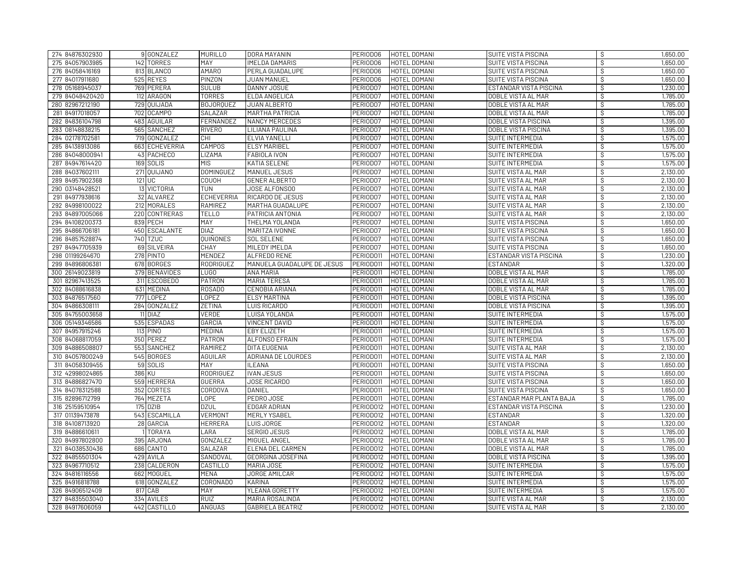| | | | | | | | | | |
|---|---|---|---|---|---|---|---|---|---|
| 274 | 84876302930 | 9 | GONZALEZ | MURILLO | DORA MAYANIN | PERIODO6 | HOTEL DOMANI | SUITE VISTA PISCINA | $ 1,650.00 |
| 275 | 84057903985 | 142 | TORRES | MAY | IMELDA DAMARIS | PERIODO6 | HOTEL DOMANI | SUITE VISTA PISCINA | $ 1,650.00 |
| 276 | 84058416169 | 813 | BLANCO | AMARO | PERLA GUADALUPE | PERIODO6 | HOTEL DOMANI | SUITE VISTA PISCINA | $ 1,650.00 |
| 277 | 84017911680 | 525 | REYES | PINZON | JUAN MANUEL | PERIODO6 | HOTEL DOMANI | SUITE VISTA PISCINA | $ 1,650.00 |
| 278 | 05168945037 | 769 | PERERA | SULUB | DANNY JOSUE | PERIODO7 | HOTEL DOMANI | ESTANDAR VISTA PISCINA | $ 1,230.00 |
| 279 | 84048420420 | 112 | ARAGON | TORRES | ELDA ANGELICA | PERIODO7 | HOTEL DOMANI | DOBLE VISTA AL MAR | $ 1,785.00 |
| 280 | 82967212190 | 729 | QUIJADA | BOJORQUEZ | JUAN ALBERTO | PERIODO7 | HOTEL DOMANI | DOBLE VISTA AL MAR | $ 1,785.00 |
| 281 | 84917018057 | 702 | OCAMPO | SALAZAR | MARTHA PATRICIA | PERIODO7 | HOTEL DOMANI | DOBLE VISTA AL MAR | $ 1,785.00 |
| 282 | 84836104798 | 483 | AGUILAR | FERNANDEZ | NANCY MERCEDES | PERIODO7 | HOTEL DOMANI | DOBLE VISTA PISCINA | $ 1,395.00 |
| 283 | 08148838215 | 565 | SANCHEZ | RIVERO | LILIANA PAULINA | PERIODO7 | HOTEL DOMANI | DOBLE VISTA PISCINA | $ 1,395.00 |
| 284 | 02178702581 | 719 | GONZALEZ | CHI | ELVIA YANELLI | PERIODO7 | HOTEL DOMANI | SUITE INTERMEDIA | $ 1,575.00 |
| 285 | 84138913086 | 663 | ECHEVERRIA | CAMPOS | ELSY MARIBEL | PERIODO7 | HOTEL DOMANI | SUITE INTERMEDIA | $ 1,575.00 |
| 286 | 84048000941 | 43 | PACHECO | LIZAMA | FABIOLA IVON | PERIODO7 | HOTEL DOMANI | SUITE INTERMEDIA | $ 1,575.00 |
| 287 | 84947614420 | 169 | SOLIS | MIS | KATIA SELENE | PERIODO7 | HOTEL DOMANI | SUITE INTERMEDIA | $ 1,575.00 |
| 288 | 84037602111 | 271 | QUIJANO | DOMINGUEZ | MANUEL JESUS | PERIODO7 | HOTEL DOMANI | SUITE VISTA AL MAR | $ 2,130.00 |
| 289 | 84957902368 | 121 | UC | COUOH | GENER ALBERTO | PERIODO7 | HOTEL DOMANI | SUITE VISTA AL MAR | $ 2,130.00 |
| 290 | 03148428521 | 13 | VICTORIA | TUN | JOSE ALFONSOO | PERIODO7 | HOTEL DOMANI | SUITE VISTA AL MAR | $ 2,130.00 |
| 291 | 84977938616 | 32 | ALVAREZ | ECHEVERRIA | RICARDO DE JESUS | PERIODO7 | HOTEL DOMANI | SUITE VISTA AL MAR | $ 2,130.00 |
| 292 | 84998100022 | 212 | MORALES | RAMIREZ | MARTHA GUADALUPE | PERIODO7 | HOTEL DOMANI | SUITE VISTA AL MAR | $ 2,130.00 |
| 293 | 84897005066 | 220 | CONTRERAS | TELLO | PATRICIA ANTONIA | PERIODO7 | HOTEL DOMANI | SUITE VISTA AL MAR | $ 2,130.00 |
| 294 | 84108200373 | 839 | PECH | MAY | THELMA YOLANDA | PERIODO7 | HOTEL DOMANI | SUITE VISTA PISCINA | $ 1,650.00 |
| 295 | 84866706181 | 450 | ESCALANTE | DIAZ | MARITZA IVONNE | PERIODO7 | HOTEL DOMANI | SUITE VISTA PISCINA | $ 1,650.00 |
| 296 | 84857528874 | 740 | TZUC | QUIÑONES | SOL SELENE | PERIODO7 | HOTEL DOMANI | SUITE VISTA PISCINA | $ 1,650.00 |
| 297 | 84947705939 | 69 | SILVEIRA | CHAY | MILEDY IMELDA | PERIODO7 | HOTEL DOMANI | SUITE VISTA PISCINA | $ 1,650.00 |
| 298 | 01199264670 | 278 | PINTO | MENDEZ | ALFREDO RENE | PERIODO11 | HOTEL DOMANI | ESTANDAR VISTA PISCINA | $ 1,230.00 |
| 299 | 84896806381 | 678 | BORGES | RODRIGUEZ | MANUELA GUADALUPE DE JESUS | PERIODO11 | HOTEL DOMANI | ESTANDAR | $ 1,320.00 |
| 300 | 26149023819 | 379 | BENAVIDES | LUGO | ANA MARIA | PERIODO11 | HOTEL DOMANI | DOBLE VISTA AL MAR | $ 1,785.00 |
| 301 | 82967413525 | 311 | ESCOBEDO | PATRON | MARIA TERESA | PERIODO11 | HOTEL DOMANI | DOBLE VISTA AL MAR | $ 1,785.00 |
| 302 | 84088616838 | 631 | MEDINA | ROSADO | CENOBIA ARIANA | PERIODO11 | HOTEL DOMANI | DOBLE VISTA AL MAR | $ 1,785.00 |
| 303 | 84876517560 | 777 | LOPEZ | LOPEZ | ELSY MARTINA | PERIODO11 | HOTEL DOMANI | DOBLE VISTA PISCINA | $ 1,395.00 |
| 304 | 84866308111 | 284 | GONZALEZ | ZETINA | LUIS RICARDO | PERIODO11 | HOTEL DOMANI | DOBLE VISTA PISCINA | $ 1,395.00 |
| 305 | 84755003658 | 11 | DIAZ | VERDE | LUISA YOLANDA | PERIODO11 | HOTEL DOMANI | SUITE INTERMEDIA | $ 1,575.00 |
| 306 | 05149346586 | 535 | ESPADAS | GARCIA | VINCENT DAVID | PERIODO11 | HOTEL DOMANI | SUITE INTERMEDIA | $ 1,575.00 |
| 307 | 84957915246 | 113 | PINO | MEDINA | EBY ELIZETH | PERIODO11 | HOTEL DOMANI | SUITE INTERMEDIA | $ 1,575.00 |
| 308 | 84068817059 | 350 | PEREZ | PATRON | ALFONSO EFRAIN | PERIODO11 | HOTEL DOMANI | SUITE INTERMEDIA | $ 1,575.00 |
| 309 | 84886508807 | 553 | SANCHEZ | RAMIREZ | DITA EUGENIA | PERIODO11 | HOTEL DOMANI | SUITE VISTA AL MAR | $ 2,130.00 |
| 310 | 84057800249 | 545 | BORGES | AGUILAR | ADRIANA DE LOURDES | PERIODO11 | HOTEL DOMANI | SUITE VISTA AL MAR | $ 2,130.00 |
| 311 | 84058309455 | 59 | SOLIS | MAY | ILEANA | PERIODO11 | HOTEL DOMANI | SUITE VISTA PISCINA | $ 1,650.00 |
| 312 | 42998024865 | 386 | KU | RODRIGUEZ | IVAN JESUS | PERIODO11 | HOTEL DOMANI | SUITE VISTA PISCINA | $ 1,650.00 |
| 313 | 84886827470 | 559 | HERRERA | GUERRA | JOSE RICARDO | PERIODO11 | HOTEL DOMANI | SUITE VISTA PISCINA | $ 1,650.00 |
| 314 | 84078312588 | 352 | CORTES | CORDOVA | DANIEL | PERIODO11 | HOTEL DOMANI | SUITE VISTA PISCINA | $ 1,650.00 |
| 315 | 82896712799 | 764 | MEZETA | LOPE | PEDRO JOSE | PERIODO11 | HOTEL DOMANI | ESTANDAR MAR PLANTA BAJA | $ 1,785.00 |
| 316 | 25159510954 | 175 | DZIB | DZUL | EDGAR ADRIAN | PERIODO12 | HOTEL DOMANI | ESTANDAR VISTA PISCINA | $ 1,230.00 |
| 317 | 01139473878 | 543 | ESCAMILLA | VERMONT | MERLY YSABEL | PERIODO12 | HOTEL DOMANI | ESTANDAR | $ 1,320.00 |
| 318 | 84108713920 | 28 | GARCIA | HERRERA | LUIS JORGE | PERIODO12 | HOTEL DOMANI | ESTANDAR | $ 1,320.00 |
| 319 | 84886610611 | 1 | TORAYA | LARA | SERGIO JESUS | PERIODO12 | HOTEL DOMANI | DOBLE VISTA AL MAR | $ 1,785.00 |
| 320 | 84997802800 | 395 | ARJONA | GONZALEZ | MIGUEL ANGEL | PERIODO12 | HOTEL DOMANI | DOBLE VISTA AL MAR | $ 1,785.00 |
| 321 | 84038530436 | 686 | CANTO | SALAZAR | ELENA DEL CARMEN | PERIODO12 | HOTEL DOMANI | DOBLE VISTA AL MAR | $ 1,785.00 |
| 322 | 84855501304 | 429 | AVILA | SANDOVAL | GEORGINA JOSEFINA | PERIODO12 | HOTEL DOMANI | DOBLE VISTA PISCINA | $ 1,395.00 |
| 323 | 84967710512 | 238 | CALDERON | CASTILLO | MARIA JOSE | PERIODO12 | HOTEL DOMANI | SUITE INTERMEDIA | $ 1,575.00 |
| 324 | 84816116556 | 662 | MOGUEL | MENA | JORGE AMILCAR | PERIODO12 | HOTEL DOMANI | SUITE INTERMEDIA | $ 1,575.00 |
| 325 | 84916818788 | 618 | GONZALEZ | CORONADO | KARINA | PERIODO12 | HOTEL DOMANI | SUITE INTERMEDIA | $ 1,575.00 |
| 326 | 84906512409 | 817 | CAB | MAY | YLEANA GORETTY | PERIODO12 | HOTEL DOMANI | SUITE INTERMEDIA | $ 1,575.00 |
| 327 | 84835503040 | 334 | AVILES | RUIZ | MARIA ROSALINDA | PERIODO12 | HOTEL DOMANI | SUITE VISTA AL MAR | $ 2,130.00 |
| 328 | 84917606059 | 442 | CASTILLO | ANGUAS | GABRIELA BEATRIZ | PERIODO12 | HOTEL DOMANI | SUITE VISTA AL MAR | $ 2,130.00 |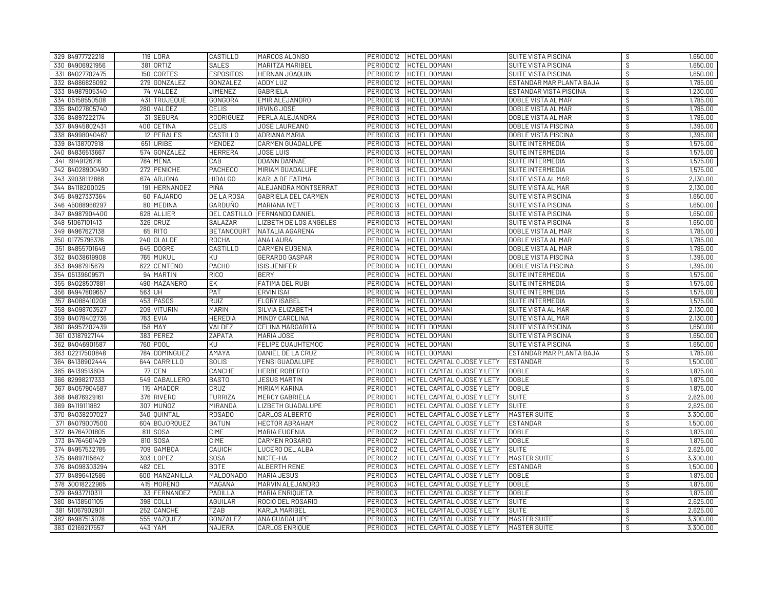| | | | | | | | | | |
|---|---|---|---|---|---|---|---|---|---|
| 329 | 84977722218 | 119 | LORA | CASTILLO | MARCOS ALONSO | PERIODO12 | HOTEL DOMANI | SUITE VISTA PISCINA | $ 1,650.00 |
| 330 | 84906921956 | 381 | ORTIZ | SALES | MARITZA MARIBEL | PERIODO12 | HOTEL DOMANI | SUITE VISTA PISCINA | $ 1,650.00 |
| 331 | 84027702475 | 150 | CORTES | ESPOSITOS | HERNAN JOAQUIN | PERIODO12 | HOTEL DOMANI | SUITE VISTA PISCINA | $ 1,650.00 |
| 332 | 84886826092 | 279 | GONZALEZ | GONZALEZ | ADDY LUZ | PERIODO12 | HOTEL DOMANI | ESTANDAR MAR PLANTA BAJA | $ 1,785.00 |
| 333 | 84987905340 | 74 | VALDEZ | JIMENEZ | GABRIELA | PERIODO13 | HOTEL DOMANI | ESTANDAR VISTA PISCINA | $ 1,230.00 |
| 334 | 05158550508 | 431 | TRUJEQUE | GONGORA | EMIR ALEJANDRO | PERIODO13 | HOTEL DOMANI | DOBLE VISTA AL MAR | $ 1,785.00 |
| 335 | 84027805740 | 280 | VALDEZ | CELIS | IRVING JOSE | PERIODO13 | HOTEL DOMANI | DOBLE VISTA AL MAR | $ 1,785.00 |
| 336 | 84897222174 | 31 | SEGURA | RODRIGUEZ | PERLA ALEJANDRA | PERIODO13 | HOTEL DOMANI | DOBLE VISTA AL MAR | $ 1,785.00 |
| 337 | 84945802431 | 400 | CETINA | CELIS | JOSE LAUREANO | PERIODO13 | HOTEL DOMANI | DOBLE VISTA PISCINA | $ 1,395.00 |
| 338 | 84998040467 | 12 | PERALES | CASTILLO | ADRIANA MARIA | PERIODO13 | HOTEL DOMANI | DOBLE VISTA PISCINA | $ 1,395.00 |
| 339 | 84138707918 | 651 | URIBE | MENDEZ | CARMEN GUADALUPE | PERIODO13 | HOTEL DOMANI | SUITE INTERMEDIA | $ 1,575.00 |
| 340 | 84836513667 | 574 | GONZALEZ | HERRERA | JOSE LUIS | PERIODO13 | HOTEL DOMANI | SUITE INTERMEDIA | $ 1,575.00 |
| 341 | 19149126716 | 784 | MENA | CAB | DOANN DANNAE | PERIODO13 | HOTEL DOMANI | SUITE INTERMEDIA | $ 1,575.00 |
| 342 | 84028900490 | 272 | PENICHE | PACHECO | MIRIAM GUADALUPE | PERIODO13 | HOTEL DOMANI | SUITE INTERMEDIA | $ 1,575.00 |
| 343 | 39038112866 | 674 | ARJONA | HIDALGO | KARLA DE FATIMA | PERIODO13 | HOTEL DOMANI | SUITE VISTA AL MAR | $ 2,130.00 |
| 344 | 84118200025 | 191 | HERNANDEZ | PIÑA | ALEJANDRA MONTSERRAT | PERIODO13 | HOTEL DOMANI | SUITE VISTA AL MAR | $ 2,130.00 |
| 345 | 84927337364 | 60 | FAJARDO | DE LA ROSA | GABRIELA DEL CARMEN | PERIODO13 | HOTEL DOMANI | SUITE VISTA PISCINA | $ 1,650.00 |
| 346 | 45088968297 | 80 | MEDINA | GARDUÑO | MARIANA IVET | PERIODO13 | HOTEL DOMANI | SUITE VISTA PISCINA | $ 1,650.00 |
| 347 | 84987904400 | 628 | ALLIER | DEL CASTILLO | FERNANDO DANIEL | PERIODO13 | HOTEL DOMANI | SUITE VISTA PISCINA | $ 1,650.00 |
| 348 | 51067101413 | 326 | CRUZ | SALAZAR | LIZBETH DE LOS ANGELES | PERIODO13 | HOTEL DOMANI | SUITE VISTA PISCINA | $ 1,650.00 |
| 349 | 84967627138 | 65 | RITO | BETANCOURT | NATALIA AGARENA | PERIODO14 | HOTEL DOMANI | DOBLE VISTA AL MAR | $ 1,785.00 |
| 350 | 01775796376 | 240 | OLALDE | ROCHA | ANA LAURA | PERIODO14 | HOTEL DOMANI | DOBLE VISTA AL MAR | $ 1,785.00 |
| 351 | 84855701649 | 645 | DOGRE | CASTILLO | CARMEN EUGENIA | PERIODO14 | HOTEL DOMANI | DOBLE VISTA AL MAR | $ 1,785.00 |
| 352 | 84038619908 | 765 | MUKUL | KU | GERARDO GASPAR | PERIODO14 | HOTEL DOMANI | DOBLE VISTA PISCINA | $ 1,395.00 |
| 353 | 84987915679 | 622 | CENTENO | PACHO | ISIS JENIFER | PERIODO14 | HOTEL DOMANI | DOBLE VISTA PISCINA | $ 1,395.00 |
| 354 | 05139609571 | 94 | MARTIN | RICO | BERY | PERIODO14 | HOTEL DOMANI | SUITE INTERMEDIA | $ 1,575.00 |
| 355 | 84028507881 | 490 | MAZANERO | EK | FATIMA DEL RUBI | PERIODO14 | HOTEL DOMANI | SUITE INTERMEDIA | $ 1,575.00 |
| 356 | 84947809657 | 563 | UH | PAT | ERVIN ISAI | PERIODO14 | HOTEL DOMANI | SUITE INTERMEDIA | $ 1,575.00 |
| 357 | 84088410208 | 453 | PASOS | RUIZ | FLORY ISABEL | PERIODO14 | HOTEL DOMANI | SUITE INTERMEDIA | $ 1,575.00 |
| 358 | 84098703527 | 209 | VITURIN | MARIN | SILVIA ELIZABETH | PERIODO14 | HOTEL DOMANI | SUITE VISTA AL MAR | $ 2,130.00 |
| 359 | 84078402736 | 763 | EVIA | HEREDIA | MINDY CAROLINA | PERIODO14 | HOTEL DOMANI | SUITE VISTA AL MAR | $ 2,130.00 |
| 360 | 84957202439 | 158 | MAY | VALDEZ | CELINA MARGARITA | PERIODO14 | HOTEL DOMANI | SUITE VISTA PISCINA | $ 1,650.00 |
| 361 | 03187927144 | 383 | PEREZ | ZAPATA | MARIA JOSE | PERIODO14 | HOTEL DOMANI | SUITE VISTA PISCINA | $ 1,650.00 |
| 362 | 84046901587 | 760 | POOL | KU | FELIPE CUAUHTEMOC | PERIODO14 | HOTEL DOMANI | SUITE VISTA PISCINA | $ 1,650.00 |
| 363 | 02217500848 | 784 | DOMINGUEZ | AMAYA | DANIEL DE LA CRUZ | PERIODO14 | HOTEL DOMANI | ESTANDAR MAR PLANTA BAJA | $ 1,785.00 |
| 364 | 84138902444 | 644 | CARRILLO | SOLIS | YENSI GUADALUPE | PERIODO1 | HOTEL CAPITAL O JOSE Y LETY | ESTANDAR | $ 1,500.00 |
| 365 | 84139513604 | 77 | CEN | CANCHE | HERBE ROBERTO | PERIODO1 | HOTEL CAPITAL O JOSE Y LETY | DOBLE | $ 1,875.00 |
| 366 | 82998217333 | 549 | CABALLERO | BASTO | JESUS MARTIN | PERIODO1 | HOTEL CAPITAL O JOSE Y LETY | DOBLE | $ 1,875.00 |
| 367 | 84057904587 | 115 | AMADOR | CRUZ | MIRIAM KARINA | PERIODO1 | HOTEL CAPITAL O JOSE Y LETY | DOBLE | $ 1,875.00 |
| 368 | 84876929161 | 376 | RIVERO | TURRIZA | MERCY GABRIELA | PERIODO1 | HOTEL CAPITAL O JOSE Y LETY | SUITE | $ 2,625.00 |
| 369 | 84119111882 | 307 | MUÑOZ | MIRANDA | LIZBETH GUADALUPE | PERIODO1 | HOTEL CAPITAL O JOSE Y LETY | SUITE | $ 2,625.00 |
| 370 | 84038207027 | 340 | QUINTAL | ROSADO | CARLOS ALBERTO | PERIODO1 | HOTEL CAPITAL O JOSE Y LETY | MASTER SUITE | $ 3,300.00 |
| 371 | 84079007500 | 604 | BOJORQUEZ | BATUN | HECTOR ABRAHAM | PERIODO2 | HOTEL CAPITAL O JOSE Y LETY | ESTANDAR | $ 1,500.00 |
| 372 | 84764701805 | 811 | SOSA | CIME | MARIA EUGENIA | PERIODO2 | HOTEL CAPITAL O JOSE Y LETY | DOBLE | $ 1,875.00 |
| 373 | 84764501429 | 810 | SOSA | CIME | CARMEN ROSARIO | PERIODO2 | HOTEL CAPITAL O JOSE Y LETY | DOBLE | $ 1,875.00 |
| 374 | 84957532785 | 709 | GAMBOA | CAUICH | LUCERO DEL ALBA | PERIODO2 | HOTEL CAPITAL O JOSE Y LETY | SUITE | $ 2,625.00 |
| 375 | 84897115642 | 303 | LOPEZ | SOSA | NICTE-HA | PERIODO2 | HOTEL CAPITAL O JOSE Y LETY | MASTER SUITE | $ 3,300.00 |
| 376 | 84098303294 | 482 | CEL | BOTE | ALBERTH RENE | PERIODO3 | HOTEL CAPITAL O JOSE Y LETY | ESTANDAR | $ 1,500.00 |
| 377 | 84896412586 | 600 | MANZANILLA | MALDONADO | MARIA JESUS | PERIODO3 | HOTEL CAPITAL O JOSE Y LETY | DOBLE | $ 1,875.00 |
| 378 | 30018222965 | 415 | MORENO | MAGANA | MARVIN ALEJANDRO | PERIODO3 | HOTEL CAPITAL O JOSE Y LETY | DOBLE | $ 1,875.00 |
| 379 | 84937710311 | 33 | FERNANDEZ | PADILLA | MARIA ENRIQUETA | PERIODO3 | HOTEL CAPITAL O JOSE Y LETY | DOBLE | $ 1,875.00 |
| 380 | 84138501105 | 398 | COLLI | AGUILAR | ROCIO DEL ROSARIO | PERIODO3 | HOTEL CAPITAL O JOSE Y LETY | SUITE | $ 2,625.00 |
| 381 | 51067902901 | 252 | CANCHE | TZAB | KARLA MARIBEL | PERIODO3 | HOTEL CAPITAL O JOSE Y LETY | SUITE | $ 2,625.00 |
| 382 | 84987513078 | 555 | VAZQUEZ | GONZALEZ | ANA GUADALUPE | PERIODO3 | HOTEL CAPITAL O JOSE Y LETY | MASTER SUITE | $ 3,300.00 |
| 383 | 02169217557 | 443 | YAM | NAJERA | CARLOS ENRIQUE | PERIODO3 | HOTEL CAPITAL O JOSE Y LETY | MASTER SUITE | $ 3,300.00 |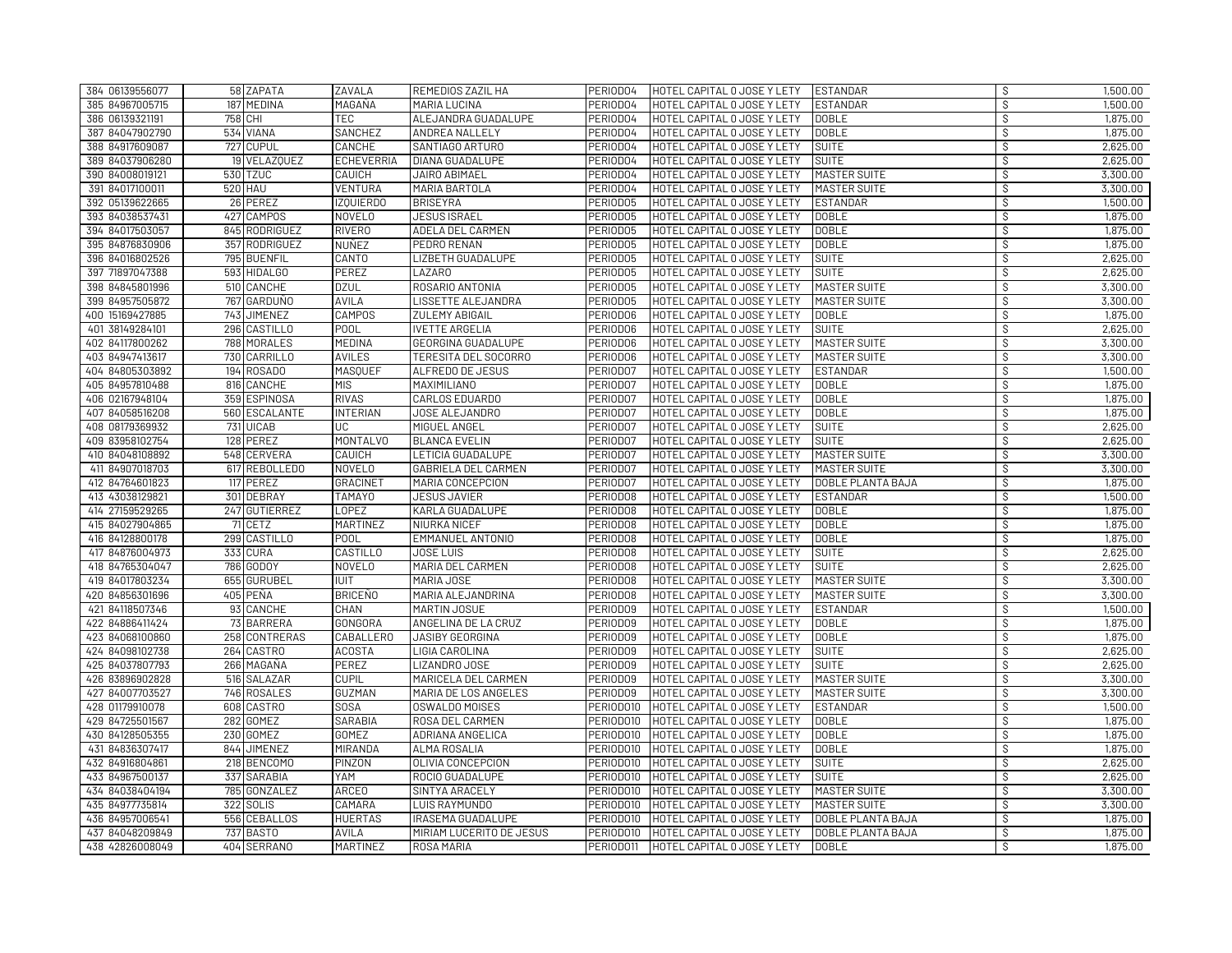| | | | | | | | | | |
|---|---|---|---|---|---|---|---|---|---|
| 384 | 06139556077 | 58 | ZAPATA | ZAVALA | REMEDIOS ZAZIL HA | PERIODO4 | HOTEL CAPITAL O JOSE Y LETY | ESTANDAR | $ 1,500.00 |
| 385 | 84967005715 | 187 | MEDINA | MAGAÑA | MARIA LUCINA | PERIODO4 | HOTEL CAPITAL O JOSE Y LETY | ESTANDAR | $ 1,500.00 |
| 386 | 06139321191 | 758 | CHI | TEC | ALEJANDRA GUADALUPE | PERIODO4 | HOTEL CAPITAL O JOSE Y LETY | DOBLE | $ 1,875.00 |
| 387 | 84047902790 | 534 | VIANA | SANCHEZ | ANDREA NALLELY | PERIODO4 | HOTEL CAPITAL O JOSE Y LETY | DOBLE | $ 1,875.00 |
| 388 | 84917609087 | 727 | CUPUL | CANCHE | SANTIAGO ARTURO | PERIODO4 | HOTEL CAPITAL O JOSE Y LETY | SUITE | $ 2,625.00 |
| 389 | 84037906280 | 19 | VELAZQUEZ | ECHEVERRIA | DIANA GUADALUPE | PERIODO4 | HOTEL CAPITAL O JOSE Y LETY | SUITE | $ 2,625.00 |
| 390 | 84008019121 | 530 | TZUC | CAUICH | JAIRO ABIMAEL | PERIODO4 | HOTEL CAPITAL O JOSE Y LETY | MASTER SUITE | $ 3,300.00 |
| 391 | 84017100011 | 520 | HAU | VENTURA | MARIA BARTOLA | PERIODO4 | HOTEL CAPITAL O JOSE Y LETY | MASTER SUITE | $ 3,300.00 |
| 392 | 05139622665 | 26 | PEREZ | IZQUIERDO | BRISEYRA | PERIODO5 | HOTEL CAPITAL O JOSE Y LETY | ESTANDAR | $ 1,500.00 |
| 393 | 84038537431 | 427 | CAMPOS | NOVELO | JESUS ISRAEL | PERIODO5 | HOTEL CAPITAL O JOSE Y LETY | DOBLE | $ 1,875.00 |
| 394 | 84017503057 | 845 | RODRIGUEZ | RIVERO | ADELA DEL CARMEN | PERIODO5 | HOTEL CAPITAL O JOSE Y LETY | DOBLE | $ 1,875.00 |
| 395 | 84876830906 | 357 | RODRIGUEZ | NUÑEZ | PEDRO RENAN | PERIODO5 | HOTEL CAPITAL O JOSE Y LETY | DOBLE | $ 1,875.00 |
| 396 | 84016802526 | 795 | BUENFIL | CANTO | LIZBETH GUADALUPE | PERIODO5 | HOTEL CAPITAL O JOSE Y LETY | SUITE | $ 2,625.00 |
| 397 | 71897047388 | 593 | HIDALGO | PEREZ | LAZARO | PERIODO5 | HOTEL CAPITAL O JOSE Y LETY | SUITE | $ 2,625.00 |
| 398 | 84845801996 | 510 | CANCHE | DZUL | ROSARIO ANTONIA | PERIODO5 | HOTEL CAPITAL O JOSE Y LETY | MASTER SUITE | $ 3,300.00 |
| 399 | 84957505872 | 767 | GARDUÑO | AVILA | LISSETTE ALEJANDRA | PERIODO5 | HOTEL CAPITAL O JOSE Y LETY | MASTER SUITE | $ 3,300.00 |
| 400 | 15169427885 | 743 | JIMENEZ | CAMPOS | ZULEMY ABIGAIL | PERIODO6 | HOTEL CAPITAL O JOSE Y LETY | DOBLE | $ 1,875.00 |
| 401 | 38149284101 | 296 | CASTILLO | POOL | IVETTE ARGELIA | PERIODO6 | HOTEL CAPITAL O JOSE Y LETY | SUITE | $ 2,625.00 |
| 402 | 84117800262 | 788 | MORALES | MEDINA | GEORGINA GUADALUPE | PERIODO6 | HOTEL CAPITAL O JOSE Y LETY | MASTER SUITE | $ 3,300.00 |
| 403 | 84947413617 | 730 | CARRILLO | AVILES | TERESITA DEL SOCORRO | PERIODO6 | HOTEL CAPITAL O JOSE Y LETY | MASTER SUITE | $ 3,300.00 |
| 404 | 84805303892 | 194 | ROSADO | MASQUEF | ALFREDO DE JESUS | PERIODO7 | HOTEL CAPITAL O JOSE Y LETY | ESTANDAR | $ 1,500.00 |
| 405 | 84957810488 | 816 | CANCHE | MIS | MAXIMILIANO | PERIODO7 | HOTEL CAPITAL O JOSE Y LETY | DOBLE | $ 1,875.00 |
| 406 | 02167948104 | 359 | ESPINOSA | RIVAS | CARLOS EDUARDO | PERIODO7 | HOTEL CAPITAL O JOSE Y LETY | DOBLE | $ 1,875.00 |
| 407 | 84058516208 | 560 | ESCALANTE | INTERIAN | JOSE ALEJANDRO | PERIODO7 | HOTEL CAPITAL O JOSE Y LETY | DOBLE | $ 1,875.00 |
| 408 | 08179369932 | 731 | UICAB | UC | MIGUEL ANGEL | PERIODO7 | HOTEL CAPITAL O JOSE Y LETY | SUITE | $ 2,625.00 |
| 409 | 83958102754 | 128 | PEREZ | MONTALVO | BLANCA EVELIN | PERIODO7 | HOTEL CAPITAL O JOSE Y LETY | SUITE | $ 2,625.00 |
| 410 | 84048108892 | 548 | CERVERA | CAUICH | LETICIA GUADALUPE | PERIODO7 | HOTEL CAPITAL O JOSE Y LETY | MASTER SUITE | $ 3,300.00 |
| 411 | 84907018703 | 617 | REBOLLEDO | NOVELO | GABRIELA DEL CARMEN | PERIODO7 | HOTEL CAPITAL O JOSE Y LETY | MASTER SUITE | $ 3,300.00 |
| 412 | 84764601823 | 117 | PEREZ | GRACINET | MARIA CONCEPCION | PERIODO7 | HOTEL CAPITAL O JOSE Y LETY | DOBLE PLANTA BAJA | $ 1,875.00 |
| 413 | 43038129821 | 301 | DEBRAY | TAMAYO | JESUS JAVIER | PERIODO8 | HOTEL CAPITAL O JOSE Y LETY | ESTANDAR | $ 1,500.00 |
| 414 | 27159529265 | 247 | GUTIERREZ | LOPEZ | KARLA GUADALUPE | PERIODO8 | HOTEL CAPITAL O JOSE Y LETY | DOBLE | $ 1,875.00 |
| 415 | 84027904865 | 71 | CETZ | MARTINEZ | NIURKA NICEF | PERIODO8 | HOTEL CAPITAL O JOSE Y LETY | DOBLE | $ 1,875.00 |
| 416 | 84128800178 | 299 | CASTILLO | POOL | EMMANUEL ANTONIO | PERIODO8 | HOTEL CAPITAL O JOSE Y LETY | DOBLE | $ 1,875.00 |
| 417 | 84876004973 | 333 | CURA | CASTILLO | JOSE LUIS | PERIODO8 | HOTEL CAPITAL O JOSE Y LETY | SUITE | $ 2,625.00 |
| 418 | 84765304047 | 786 | GODOY | NOVELO | MARIA DEL CARMEN | PERIODO8 | HOTEL CAPITAL O JOSE Y LETY | SUITE | $ 2,625.00 |
| 419 | 84017803234 | 655 | GURUBEL | IUIT | MARIA JOSE | PERIODO8 | HOTEL CAPITAL O JOSE Y LETY | MASTER SUITE | $ 3,300.00 |
| 420 | 84856301696 | 405 | PEÑA | BRICEÑO | MARIA ALEJANDRINA | PERIODO8 | HOTEL CAPITAL O JOSE Y LETY | MASTER SUITE | $ 3,300.00 |
| 421 | 84118507346 | 93 | CANCHE | CHAN | MARTIN JOSUE | PERIODO9 | HOTEL CAPITAL O JOSE Y LETY | ESTANDAR | $ 1,500.00 |
| 422 | 84886411424 | 73 | BARRERA | GONGORA | ANGELINA DE LA CRUZ | PERIODO9 | HOTEL CAPITAL O JOSE Y LETY | DOBLE | $ 1,875.00 |
| 423 | 84068100860 | 258 | CONTRERAS | CABALLERO | JASIBY GEORGINA | PERIODO9 | HOTEL CAPITAL O JOSE Y LETY | DOBLE | $ 1,875.00 |
| 424 | 84098102738 | 264 | CASTRO | ACOSTA | LIGIA CAROLINA | PERIODO9 | HOTEL CAPITAL O JOSE Y LETY | SUITE | $ 2,625.00 |
| 425 | 84037807793 | 266 | MAGAÑA | PEREZ | LIZANDRO JOSE | PERIODO9 | HOTEL CAPITAL O JOSE Y LETY | SUITE | $ 2,625.00 |
| 426 | 83896902828 | 516 | SALAZAR | CUPIL | MARICELA DEL CARMEN | PERIODO9 | HOTEL CAPITAL O JOSE Y LETY | MASTER SUITE | $ 3,300.00 |
| 427 | 84007703527 | 746 | ROSALES | GUZMAN | MARIA DE LOS ANGELES | PERIODO9 | HOTEL CAPITAL O JOSE Y LETY | MASTER SUITE | $ 3,300.00 |
| 428 | 01179910078 | 608 | CASTRO | SOSA | OSWALDO MOISES | PERIODO10 | HOTEL CAPITAL O JOSE Y LETY | ESTANDAR | $ 1,500.00 |
| 429 | 84725501567 | 282 | GOMEZ | SARABIA | ROSA DEL CARMEN | PERIODO10 | HOTEL CAPITAL O JOSE Y LETY | DOBLE | $ 1,875.00 |
| 430 | 84128505355 | 230 | GOMEZ | GOMEZ | ADRIANA ANGELICA | PERIODO10 | HOTEL CAPITAL O JOSE Y LETY | DOBLE | $ 1,875.00 |
| 431 | 84836307417 | 844 | JIMENEZ | MIRANDA | ALMA ROSALIA | PERIODO10 | HOTEL CAPITAL O JOSE Y LETY | DOBLE | $ 1,875.00 |
| 432 | 84916804861 | 218 | BENCOMO | PINZON | OLIVIA CONCEPCION | PERIODO10 | HOTEL CAPITAL O JOSE Y LETY | SUITE | $ 2,625.00 |
| 433 | 84967500137 | 337 | SARABIA | YAM | ROCIO GUADALUPE | PERIODO10 | HOTEL CAPITAL O JOSE Y LETY | SUITE | $ 2,625.00 |
| 434 | 84038404194 | 785 | GONZALEZ | ARCEO | SINTYA ARACELY | PERIODO10 | HOTEL CAPITAL O JOSE Y LETY | MASTER SUITE | $ 3,300.00 |
| 435 | 84977735814 | 322 | SOLIS | CAMARA | LUIS RAYMUNDO | PERIODO10 | HOTEL CAPITAL O JOSE Y LETY | MASTER SUITE | $ 3,300.00 |
| 436 | 84957006541 | 556 | CEBALLOS | HUERTAS | IRASEMA GUADALUPE | PERIODO10 | HOTEL CAPITAL O JOSE Y LETY | DOBLE PLANTA BAJA | $ 1,875.00 |
| 437 | 84048209849 | 737 | BASTO | AVILA | MIRIAM LUCERITO DE JESUS | PERIODO10 | HOTEL CAPITAL O JOSE Y LETY | DOBLE PLANTA BAJA | $ 1,875.00 |
| 438 | 42826008049 | 404 | SERRANO | MARTINEZ | ROSA MARIA | PERIODO11 | HOTEL CAPITAL O JOSE Y LETY | DOBLE | $ 1,875.00 |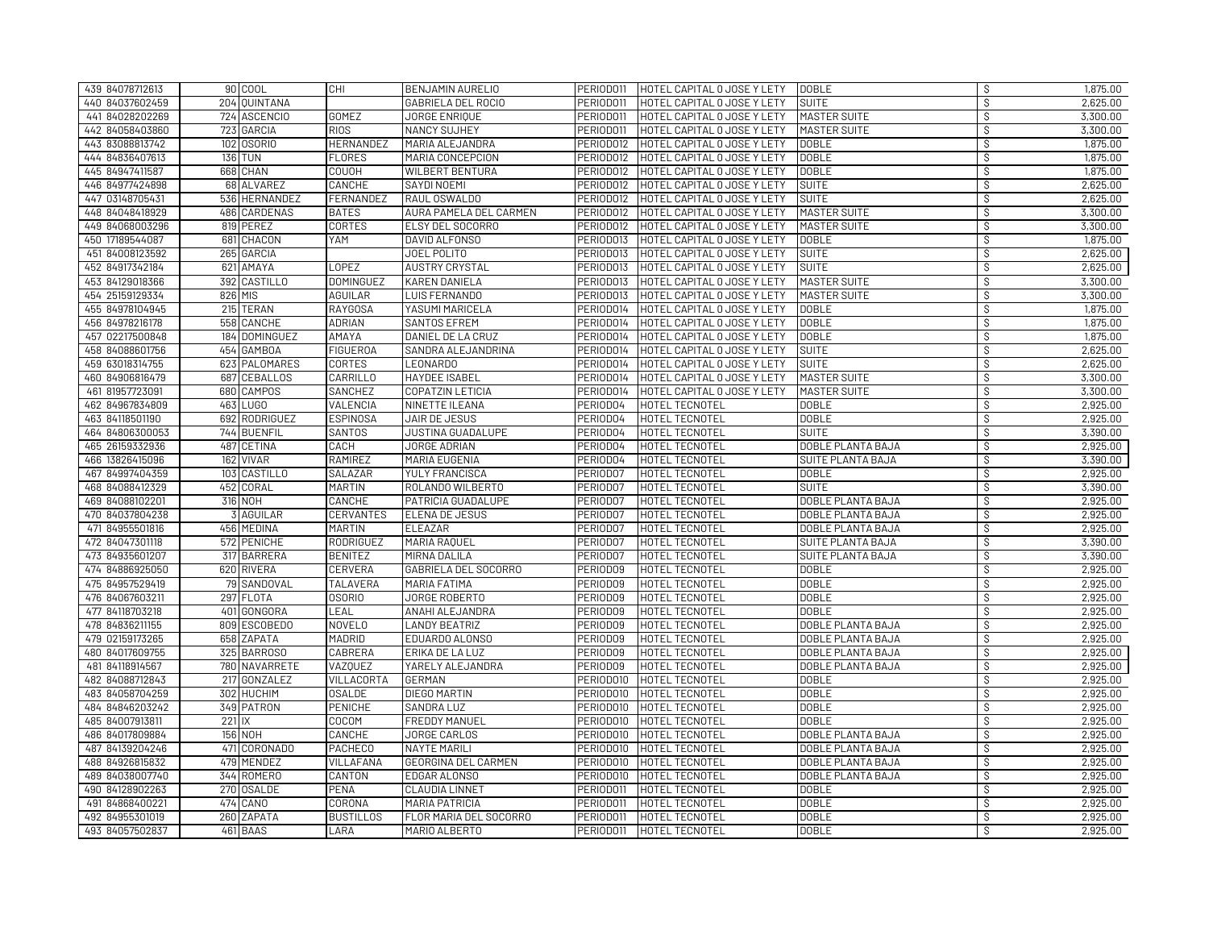| | | | | | | | | | |
|---|---|---|---|---|---|---|---|---|---|
| 439 | 84078712613 | 90 | COOL | CHI | BENJAMIN AURELIO | PERIODO11 | HOTEL CAPITAL O JOSE Y LETY | DOBLE | $ 1,875.00 |
| 440 | 84037602459 | 204 | QUINTANA | | GABRIELA DEL ROCIO | PERIODO11 | HOTEL CAPITAL O JOSE Y LETY | SUITE | $ 2,625.00 |
| 441 | 84028202269 | 724 | ASCENCIO | GOMEZ | JORGE ENRIQUE | PERIODO11 | HOTEL CAPITAL O JOSE Y LETY | MASTER SUITE | $ 3,300.00 |
| 442 | 84058403860 | 723 | GARCIA | RIOS | NANCY SUJHEY | PERIODO11 | HOTEL CAPITAL O JOSE Y LETY | MASTER SUITE | $ 3,300.00 |
| 443 | 83088813742 | 102 | OSORIO | HERNANDEZ | MARIA ALEJANDRA | PERIODO12 | HOTEL CAPITAL O JOSE Y LETY | DOBLE | $ 1,875.00 |
| 444 | 84836407613 | 136 | TUN | FLORES | MARIA CONCEPCION | PERIODO12 | HOTEL CAPITAL O JOSE Y LETY | DOBLE | $ 1,875.00 |
| 445 | 84947411587 | 668 | CHAN | COUOH | WILBERT BENTURA | PERIODO12 | HOTEL CAPITAL O JOSE Y LETY | DOBLE | $ 1,875.00 |
| 446 | 84977424898 | 68 | ALVAREZ | CANCHE | SAYDI NOEMI | PERIODO12 | HOTEL CAPITAL O JOSE Y LETY | SUITE | $ 2,625.00 |
| 447 | 03148705431 | 536 | HERNANDEZ | FERNANDEZ | RAUL OSWALDO | PERIODO12 | HOTEL CAPITAL O JOSE Y LETY | SUITE | $ 2,625.00 |
| 448 | 84048418929 | 486 | CARDENAS | BATES | AURA PAMELA DEL CARMEN | PERIODO12 | HOTEL CAPITAL O JOSE Y LETY | MASTER SUITE | $ 3,300.00 |
| 449 | 84068003296 | 819 | PEREZ | CORTES | ELSY DEL SOCORRO | PERIODO12 | HOTEL CAPITAL O JOSE Y LETY | MASTER SUITE | $ 3,300.00 |
| 450 | 17189544087 | 681 | CHACON | YAM | DAVID ALFONSO | PERIODO13 | HOTEL CAPITAL O JOSE Y LETY | DOBLE | $ 1,875.00 |
| 451 | 84008123592 | 265 | GARCIA | | JOEL POLITO | PERIODO13 | HOTEL CAPITAL O JOSE Y LETY | SUITE | $ 2,625.00 |
| 452 | 84917342184 | 621 | AMAYA | LOPEZ | AUSTRY CRYSTAL | PERIODO13 | HOTEL CAPITAL O JOSE Y LETY | SUITE | $ 2,625.00 |
| 453 | 84129018366 | 392 | CASTILLO | DOMINGUEZ | KAREN DANIELA | PERIODO13 | HOTEL CAPITAL O JOSE Y LETY | MASTER SUITE | $ 3,300.00 |
| 454 | 25159129334 | 826 | MIS | AGUILAR | LUIS FERNANDO | PERIODO13 | HOTEL CAPITAL O JOSE Y LETY | MASTER SUITE | $ 3,300.00 |
| 455 | 84978104945 | 215 | TERAN | RAYGOSA | YASUMI MARICELA | PERIODO14 | HOTEL CAPITAL O JOSE Y LETY | DOBLE | $ 1,875.00 |
| 456 | 84978216178 | 558 | CANCHE | ADRIAN | SANTOS EFREM | PERIODO14 | HOTEL CAPITAL O JOSE Y LETY | DOBLE | $ 1,875.00 |
| 457 | 02217500848 | 184 | DOMINGUEZ | AMAYA | DANIEL DE LA CRUZ | PERIODO14 | HOTEL CAPITAL O JOSE Y LETY | DOBLE | $ 1,875.00 |
| 458 | 84088601756 | 454 | GAMBOA | FIGUEROA | SANDRA ALEJANDRINA | PERIODO14 | HOTEL CAPITAL O JOSE Y LETY | SUITE | $ 2,625.00 |
| 459 | 63018314755 | 623 | PALOMARES | CORTES | LEONARDO | PERIODO14 | HOTEL CAPITAL O JOSE Y LETY | SUITE | $ 2,625.00 |
| 460 | 84906816479 | 687 | CEBALLOS | CARRILLO | HAYDEE ISABEL | PERIODO14 | HOTEL CAPITAL O JOSE Y LETY | MASTER SUITE | $ 3,300.00 |
| 461 | 81957723091 | 680 | CAMPOS | SANCHEZ | COPATZIN LETICIA | PERIODO14 | HOTEL CAPITAL O JOSE Y LETY | MASTER SUITE | $ 3,300.00 |
| 462 | 84967834809 | 463 | LUGO | VALENCIA | NINETTE ILEANA | PERIODO4 | HOTEL TECNOTEL | DOBLE | $ 2,925.00 |
| 463 | 84118501190 | 692 | RODRIGUEZ | ESPINOSA | JAIR DE JESUS | PERIODO4 | HOTEL TECNOTEL | DOBLE | $ 2,925.00 |
| 464 | 84806300053 | 744 | BUENFIL | SANTOS | JUSTINA GUADALUPE | PERIODO4 | HOTEL TECNOTEL | SUITE | $ 3,390.00 |
| 465 | 26159332936 | 487 | CETINA | CACH | JORGE ADRIAN | PERIODO4 | HOTEL TECNOTEL | DOBLE PLANTA BAJA | $ 2,925.00 |
| 466 | 13826415096 | 162 | VIVAR | RAMIREZ | MARIA EUGENIA | PERIODO4 | HOTEL TECNOTEL | SUITE PLANTA BAJA | $ 3,390.00 |
| 467 | 84997404359 | 103 | CASTILLO | SALAZAR | YULY FRANCISCA | PERIODO7 | HOTEL TECNOTEL | DOBLE | $ 2,925.00 |
| 468 | 84088412329 | 452 | CORAL | MARTIN | ROLANDO WILBERTO | PERIODO7 | HOTEL TECNOTEL | SUITE | $ 3,390.00 |
| 469 | 84088102201 | 316 | NOH | CANCHE | PATRICIA GUADALUPE | PERIODO7 | HOTEL TECNOTEL | DOBLE PLANTA BAJA | $ 2,925.00 |
| 470 | 84037804238 | 3 | AGUILAR | CERVANTES | ELENA DE JESUS | PERIODO7 | HOTEL TECNOTEL | DOBLE PLANTA BAJA | $ 2,925.00 |
| 471 | 84955501816 | 456 | MEDINA | MARTIN | ELEAZAR | PERIODO7 | HOTEL TECNOTEL | DOBLE PLANTA BAJA | $ 2,925.00 |
| 472 | 84047301118 | 572 | PENICHE | RODRIGUEZ | MARIA RAQUEL | PERIODO7 | HOTEL TECNOTEL | SUITE PLANTA BAJA | $ 3,390.00 |
| 473 | 84935601207 | 317 | BARRERA | BENITEZ | MIRNA DALILA | PERIODO7 | HOTEL TECNOTEL | SUITE PLANTA BAJA | $ 3,390.00 |
| 474 | 84886925050 | 620 | RIVERA | CERVERA | GABRIELA DEL SOCORRO | PERIODO9 | HOTEL TECNOTEL | DOBLE | $ 2,925.00 |
| 475 | 84957529419 | 79 | SANDOVAL | TALAVERA | MARIA FATIMA | PERIODO9 | HOTEL TECNOTEL | DOBLE | $ 2,925.00 |
| 476 | 84067603211 | 297 | FLOTA | OSORIO | JORGE ROBERTO | PERIODO9 | HOTEL TECNOTEL | DOBLE | $ 2,925.00 |
| 477 | 84118703218 | 401 | GONGORA | LEAL | ANAHI ALEJANDRA | PERIODO9 | HOTEL TECNOTEL | DOBLE | $ 2,925.00 |
| 478 | 84836211155 | 809 | ESCOBEDO | NOVELO | LANDY BEATRIZ | PERIODO9 | HOTEL TECNOTEL | DOBLE PLANTA BAJA | $ 2,925.00 |
| 479 | 02159173265 | 658 | ZAPATA | MADRID | EDUARDO ALONSO | PERIODO9 | HOTEL TECNOTEL | DOBLE PLANTA BAJA | $ 2,925.00 |
| 480 | 84017609755 | 325 | BARROSO | CABRERA | ERIKA DE LA LUZ | PERIODO9 | HOTEL TECNOTEL | DOBLE PLANTA BAJA | $ 2,925.00 |
| 481 | 84118914567 | 780 | NAVARRETE | VAZQUEZ | YARELY ALEJANDRA | PERIODO9 | HOTEL TECNOTEL | DOBLE PLANTA BAJA | $ 2,925.00 |
| 482 | 84088712843 | 217 | GONZALEZ | VILLACORTA | GERMAN | PERIODO10 | HOTEL TECNOTEL | DOBLE | $ 2,925.00 |
| 483 | 84058704259 | 302 | HUCHIM | OSALDE | DIEGO MARTIN | PERIODO10 | HOTEL TECNOTEL | DOBLE | $ 2,925.00 |
| 484 | 84846203242 | 349 | PATRON | PENICHE | SANDRA LUZ | PERIODO10 | HOTEL TECNOTEL | DOBLE | $ 2,925.00 |
| 485 | 84007913811 | 221 | IX | COCOM | FREDDY MANUEL | PERIODO10 | HOTEL TECNOTEL | DOBLE | $ 2,925.00 |
| 486 | 84017809884 | 156 | NOH | CANCHE | JORGE CARLOS | PERIODO10 | HOTEL TECNOTEL | DOBLE PLANTA BAJA | $ 2,925.00 |
| 487 | 84139204246 | 471 | CORONADO | PACHECO | NAYTE MARILI | PERIODO10 | HOTEL TECNOTEL | DOBLE PLANTA BAJA | $ 2,925.00 |
| 488 | 84926815832 | 479 | MENDEZ | VILLAFANA | GEORGINA DEL CARMEN | PERIODO10 | HOTEL TECNOTEL | DOBLE PLANTA BAJA | $ 2,925.00 |
| 489 | 84038007740 | 344 | ROMERO | CANTON | EDGAR ALONSO | PERIODO10 | HOTEL TECNOTEL | DOBLE PLANTA BAJA | $ 2,925.00 |
| 490 | 84128902263 | 270 | OSALDE | PENA | CLAUDIA LINNET | PERIODO11 | HOTEL TECNOTEL | DOBLE | $ 2,925.00 |
| 491 | 84868400221 | 474 | CANO | CORONA | MARIA PATRICIA | PERIODO11 | HOTEL TECNOTEL | DOBLE | $ 2,925.00 |
| 492 | 84955301019 | 260 | ZAPATA | BUSTILLOS | FLOR MARIA DEL SOCORRO | PERIODO11 | HOTEL TECNOTEL | DOBLE | $ 2,925.00 |
| 493 | 84057502837 | 461 | BAAS | LARA | MARIO ALBERTO | PERIODO11 | HOTEL TECNOTEL | DOBLE | $ 2,925.00 |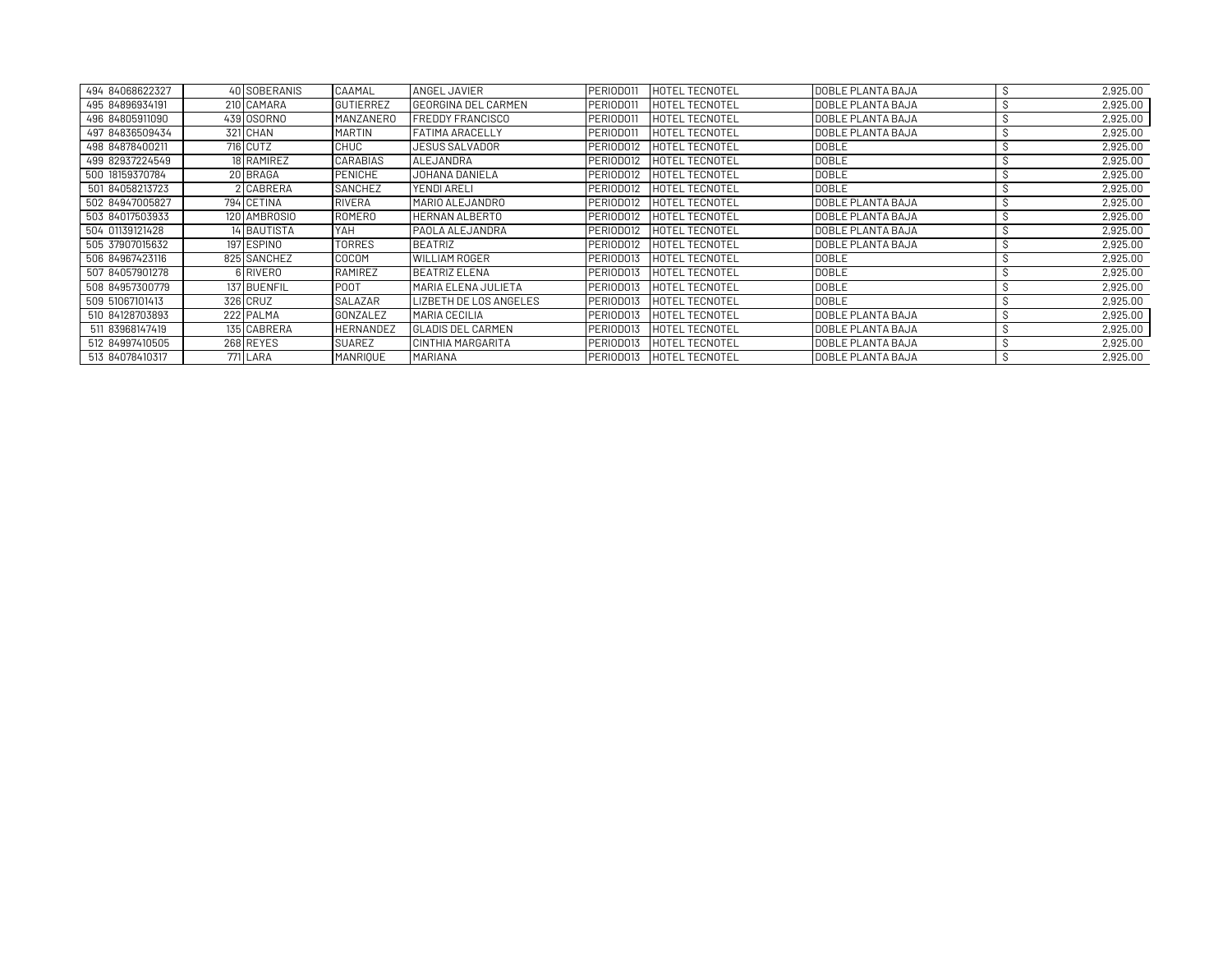| | | | | | | | | | | |
|---|---|---|---|---|---|---|---|---|---|---|
| 494 | 84068622327 | 40 | SOBERANIS | CAAMAL | ANGEL JAVIER | PERIODO11 | HOTEL TECNOTEL | DOBLE PLANTA BAJA | $ | 2,925.00 |
| 495 | 84896934191 | 210 | CAMARA | GUTIERREZ | GEORGINA DEL CARMEN | PERIODO11 | HOTEL TECNOTEL | DOBLE PLANTA BAJA | $ | 2,925.00 |
| 496 | 84805911090 | 439 | OSORNO | MANZANERO | FREDDY FRANCISCO | PERIODO11 | HOTEL TECNOTEL | DOBLE PLANTA BAJA | $ | 2,925.00 |
| 497 | 84836509434 | 321 | CHAN | MARTIN | FATIMA ARACELLY | PERIODO11 | HOTEL TECNOTEL | DOBLE PLANTA BAJA | $ | 2,925.00 |
| 498 | 84878400211 | 716 | CUTZ | CHUC | JESUS SALVADOR | PERIODO12 | HOTEL TECNOTEL | DOBLE | $ | 2,925.00 |
| 499 | 82937224549 | 18 | RAMIREZ | CARABIAS | ALEJANDRA | PERIODO12 | HOTEL TECNOTEL | DOBLE | $ | 2,925.00 |
| 500 | 18159370784 | 20 | BRAGA | PENICHE | JOHANA DANIELA | PERIODO12 | HOTEL TECNOTEL | DOBLE | $ | 2,925.00 |
| 501 | 84058213723 | 2 | CABRERA | SANCHEZ | YENDI ARELI | PERIODO12 | HOTEL TECNOTEL | DOBLE | $ | 2,925.00 |
| 502 | 84947005827 | 794 | CETINA | RIVERA | MARIO ALEJANDRO | PERIODO12 | HOTEL TECNOTEL | DOBLE PLANTA BAJA | $ | 2,925.00 |
| 503 | 84017503933 | 120 | AMBROSIO | ROMERO | HERNAN ALBERTO | PERIODO12 | HOTEL TECNOTEL | DOBLE PLANTA BAJA | $ | 2,925.00 |
| 504 | 01139121428 | 14 | BAUTISTA | YAH | PAOLA ALEJANDRA | PERIODO12 | HOTEL TECNOTEL | DOBLE PLANTA BAJA | $ | 2,925.00 |
| 505 | 37907015632 | 197 | ESPINO | TORRES | BEATRIZ | PERIODO12 | HOTEL TECNOTEL | DOBLE PLANTA BAJA | $ | 2,925.00 |
| 506 | 84967423116 | 825 | SANCHEZ | COCOM | WILLIAM ROGER | PERIODO13 | HOTEL TECNOTEL | DOBLE | $ | 2,925.00 |
| 507 | 84057901278 | 6 | RIVERO | RAMIREZ | BEATRIZ ELENA | PERIODO13 | HOTEL TECNOTEL | DOBLE | $ | 2,925.00 |
| 508 | 84957300779 | 137 | BUENFIL | POOT | MARIA ELENA JULIETA | PERIODO13 | HOTEL TECNOTEL | DOBLE | $ | 2,925.00 |
| 509 | 51067101413 | 326 | CRUZ | SALAZAR | LIZBETH DE LOS ANGELES | PERIODO13 | HOTEL TECNOTEL | DOBLE | $ | 2,925.00 |
| 510 | 84128703893 | 222 | PALMA | GONZALEZ | MARIA CECILIA | PERIODO13 | HOTEL TECNOTEL | DOBLE PLANTA BAJA | $ | 2,925.00 |
| 511 | 83968147419 | 135 | CABRERA | HERNANDEZ | GLADIS DEL CARMEN | PERIODO13 | HOTEL TECNOTEL | DOBLE PLANTA BAJA | $ | 2,925.00 |
| 512 | 84997410505 | 268 | REYES | SUAREZ | CINTHIA MARGARITA | PERIODO13 | HOTEL TECNOTEL | DOBLE PLANTA BAJA | $ | 2,925.00 |
| 513 | 84078410317 | 771 | LARA | MANRIQUE | MARIANA | PERIODO13 | HOTEL TECNOTEL | DOBLE PLANTA BAJA | $ | 2,925.00 |